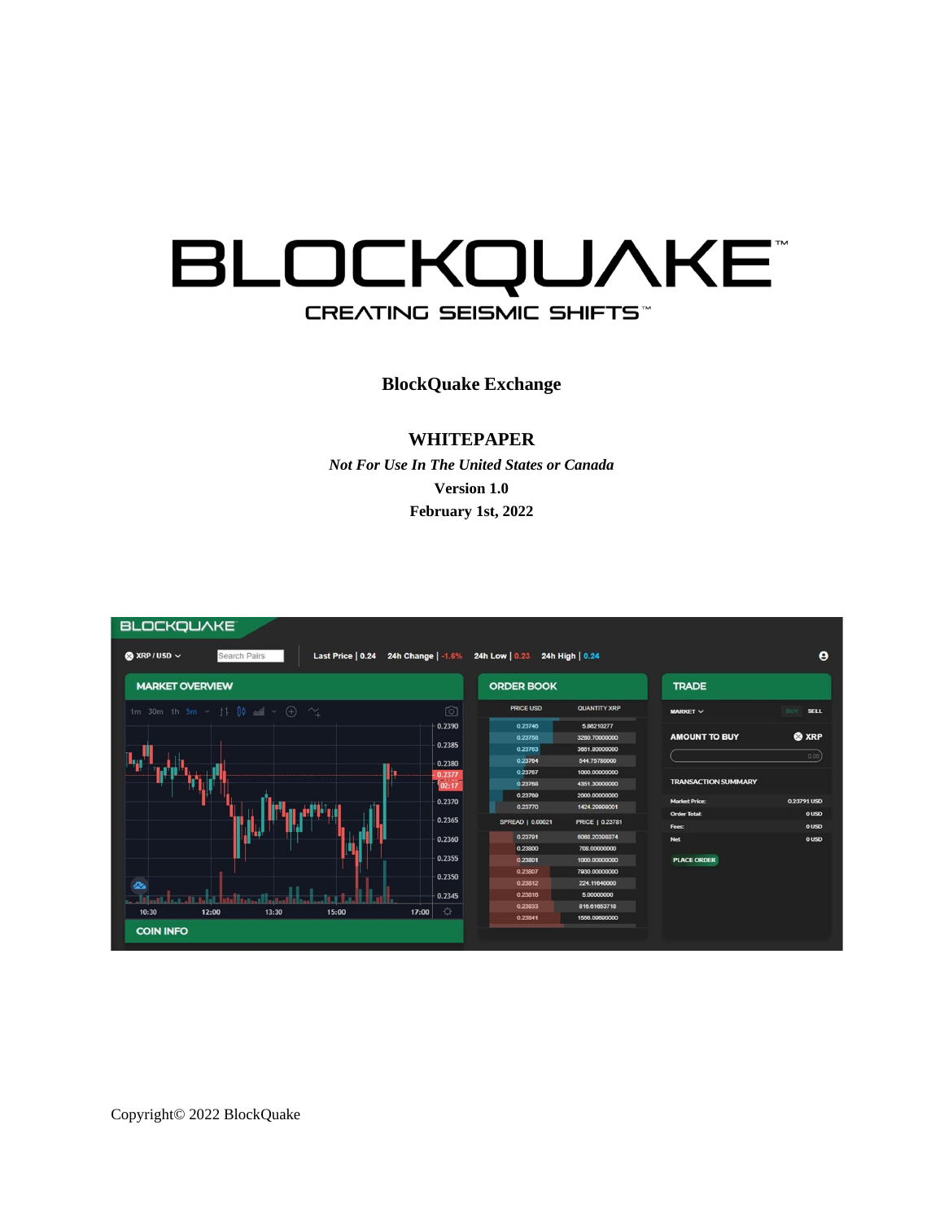# BLOCKQUAKE™

CREATING SEISMIC SHIFTS™

**BlockQuake Exchange**

**WHITEPAPER**

***Not For Use In The United States or Canada***

**Version 1.0**

**February 1st, 2022**

Copyright© 2022 BlockQuake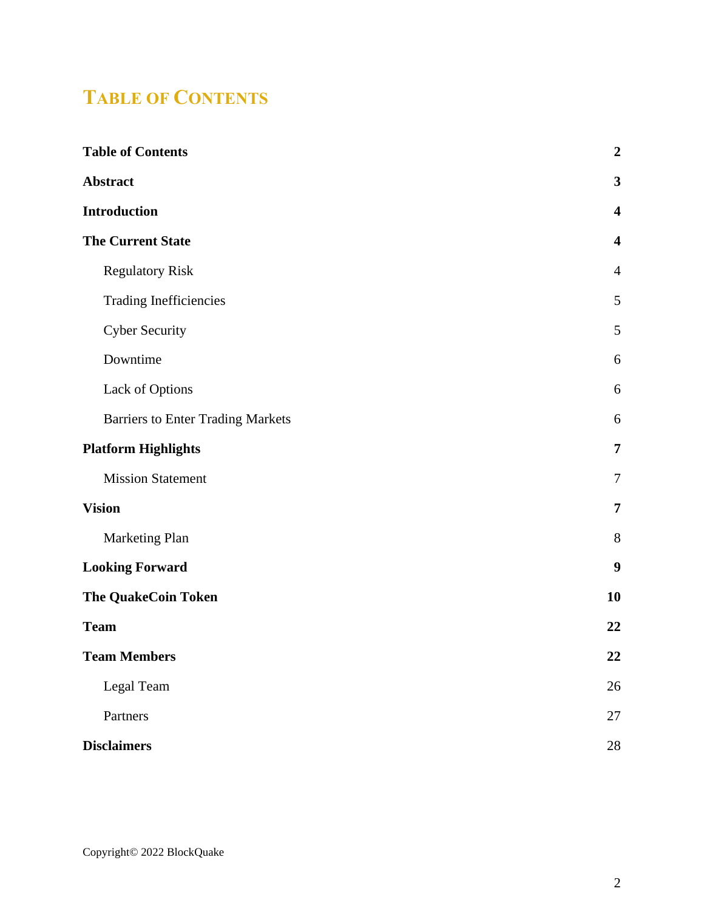# TABLE OF CONTENTS

| | |
|---|---|
| **Table of Contents** | **2** |
| **Abstract** | **3** |
| **Introduction** | **4** |
| **The Current State** | **4** |
| &nbsp;&nbsp;&nbsp;&nbsp;Regulatory Risk | 4 |
| &nbsp;&nbsp;&nbsp;&nbsp;Trading Inefficiencies | 5 |
| &nbsp;&nbsp;&nbsp;&nbsp;Cyber Security | 5 |
| &nbsp;&nbsp;&nbsp;&nbsp;Downtime | 6 |
| &nbsp;&nbsp;&nbsp;&nbsp;Lack of Options | 6 |
| &nbsp;&nbsp;&nbsp;&nbsp;Barriers to Enter Trading Markets | 6 |
| **Platform Highlights** | **7** |
| &nbsp;&nbsp;&nbsp;&nbsp;Mission Statement | 7 |
| **Vision** | **7** |
| &nbsp;&nbsp;&nbsp;&nbsp;Marketing Plan | 8 |
| **Looking Forward** | **9** |
| **The QuakeCoin Token** | **10** |
| **Team** | **22** |
| **Team Members** | **22** |
| &nbsp;&nbsp;&nbsp;&nbsp;Legal Team | 26 |
| &nbsp;&nbsp;&nbsp;&nbsp;Partners | 27 |
| **Disclaimers** | 28 |

Copyright© 2022 BlockQuake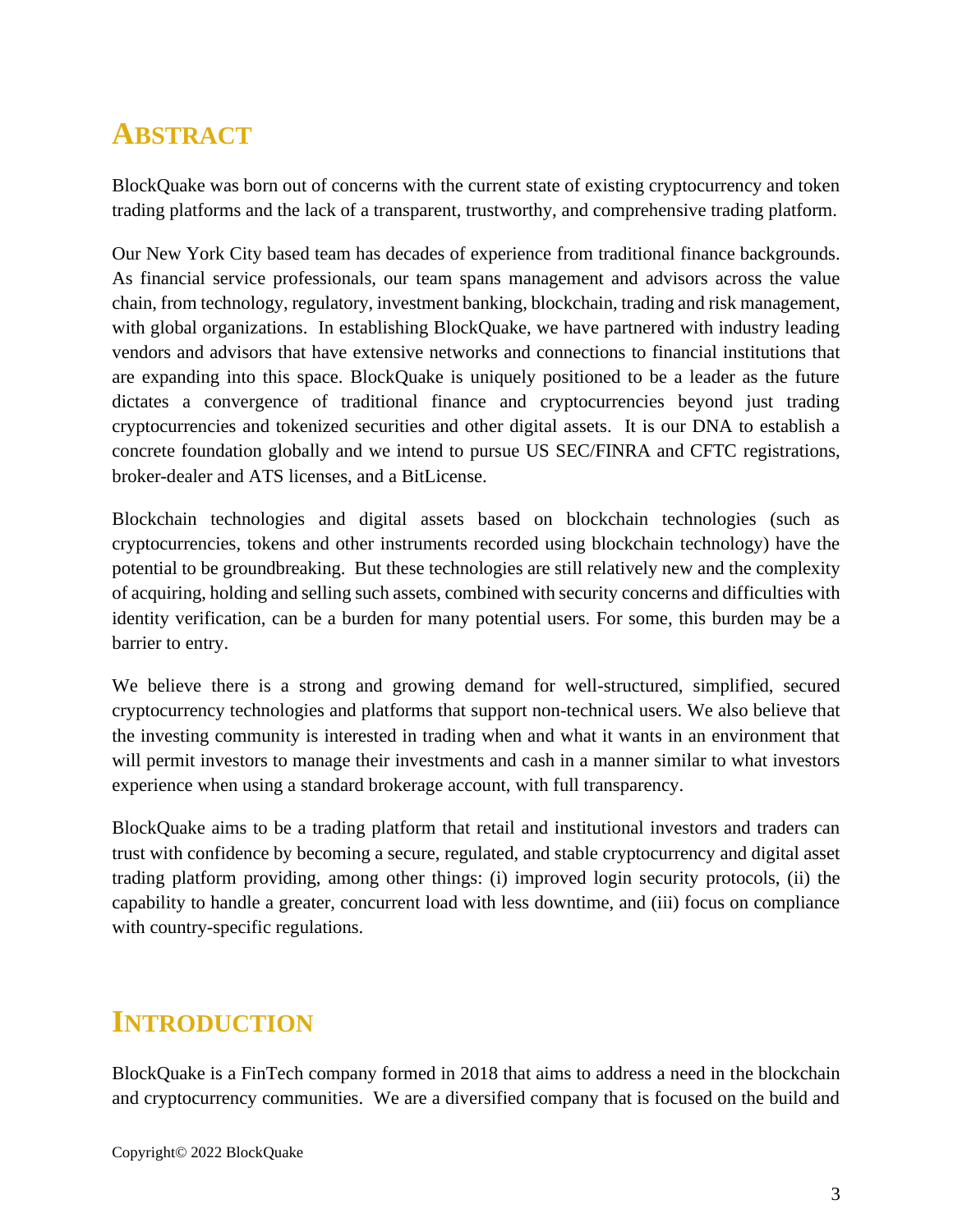## ABSTRACT

BlockQuake was born out of concerns with the current state of existing cryptocurrency and token trading platforms and the lack of a transparent, trustworthy, and comprehensive trading platform.

Our New York City based team has decades of experience from traditional finance backgrounds. As financial service professionals, our team spans management and advisors across the value chain, from technology, regulatory, investment banking, blockchain, trading and risk management, with global organizations. In establishing BlockQuake, we have partnered with industry leading vendors and advisors that have extensive networks and connections to financial institutions that are expanding into this space. BlockQuake is uniquely positioned to be a leader as the future dictates a convergence of traditional finance and cryptocurrencies beyond just trading cryptocurrencies and tokenized securities and other digital assets. It is our DNA to establish a concrete foundation globally and we intend to pursue US SEC/FINRA and CFTC registrations, broker-dealer and ATS licenses, and a BitLicense.

Blockchain technologies and digital assets based on blockchain technologies (such as cryptocurrencies, tokens and other instruments recorded using blockchain technology) have the potential to be groundbreaking. But these technologies are still relatively new and the complexity of acquiring, holding and selling such assets, combined with security concerns and difficulties with identity verification, can be a burden for many potential users. For some, this burden may be a barrier to entry.

We believe there is a strong and growing demand for well-structured, simplified, secured cryptocurrency technologies and platforms that support non-technical users. We also believe that the investing community is interested in trading when and what it wants in an environment that will permit investors to manage their investments and cash in a manner similar to what investors experience when using a standard brokerage account, with full transparency.

BlockQuake aims to be a trading platform that retail and institutional investors and traders can trust with confidence by becoming a secure, regulated, and stable cryptocurrency and digital asset trading platform providing, among other things: (i) improved login security protocols, (ii) the capability to handle a greater, concurrent load with less downtime, and (iii) focus on compliance with country-specific regulations.

## INTRODUCTION

BlockQuake is a FinTech company formed in 2018 that aims to address a need in the blockchain and cryptocurrency communities. We are a diversified company that is focused on the build and

Copyright© 2022 BlockQuake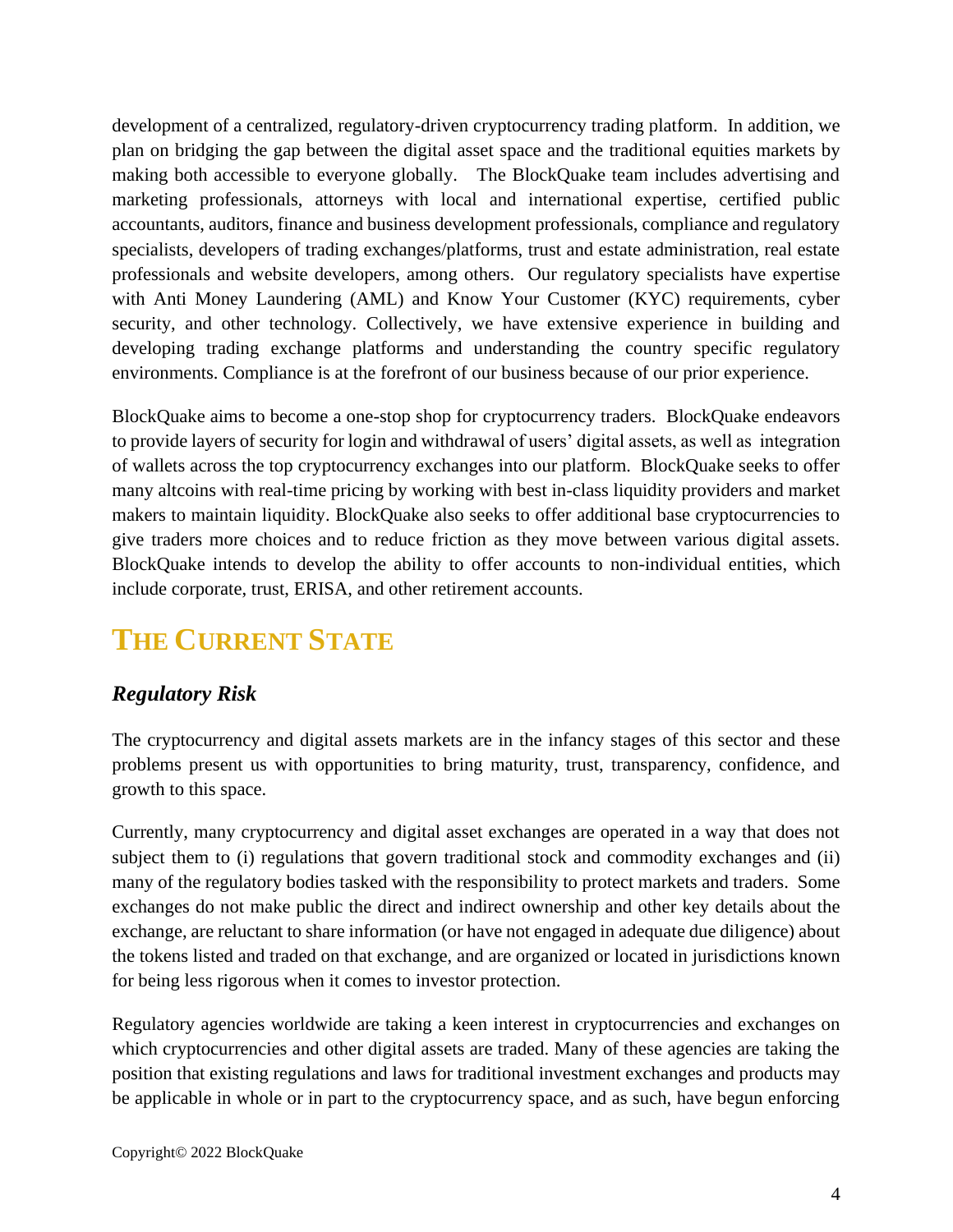development of a centralized, regulatory-driven cryptocurrency trading platform. In addition, we plan on bridging the gap between the digital asset space and the traditional equities markets by making both accessible to everyone globally. The BlockQuake team includes advertising and marketing professionals, attorneys with local and international expertise, certified public accountants, auditors, finance and business development professionals, compliance and regulatory specialists, developers of trading exchanges/platforms, trust and estate administration, real estate professionals and website developers, among others. Our regulatory specialists have expertise with Anti Money Laundering (AML) and Know Your Customer (KYC) requirements, cyber security, and other technology. Collectively, we have extensive experience in building and developing trading exchange platforms and understanding the country specific regulatory environments. Compliance is at the forefront of our business because of our prior experience.

BlockQuake aims to become a one-stop shop for cryptocurrency traders. BlockQuake endeavors to provide layers of security for login and withdrawal of users' digital assets, as well as integration of wallets across the top cryptocurrency exchanges into our platform. BlockQuake seeks to offer many altcoins with real-time pricing by working with best in-class liquidity providers and market makers to maintain liquidity. BlockQuake also seeks to offer additional base cryptocurrencies to give traders more choices and to reduce friction as they move between various digital assets. BlockQuake intends to develop the ability to offer accounts to non-individual entities, which include corporate, trust, ERISA, and other retirement accounts.

# THE CURRENT STATE

### *Regulatory Risk*

The cryptocurrency and digital assets markets are in the infancy stages of this sector and these problems present us with opportunities to bring maturity, trust, transparency, confidence, and growth to this space.

Currently, many cryptocurrency and digital asset exchanges are operated in a way that does not subject them to (i) regulations that govern traditional stock and commodity exchanges and (ii) many of the regulatory bodies tasked with the responsibility to protect markets and traders. Some exchanges do not make public the direct and indirect ownership and other key details about the exchange, are reluctant to share information (or have not engaged in adequate due diligence) about the tokens listed and traded on that exchange, and are organized or located in jurisdictions known for being less rigorous when it comes to investor protection.

Regulatory agencies worldwide are taking a keen interest in cryptocurrencies and exchanges on which cryptocurrencies and other digital assets are traded. Many of these agencies are taking the position that existing regulations and laws for traditional investment exchanges and products may be applicable in whole or in part to the cryptocurrency space, and as such, have begun enforcing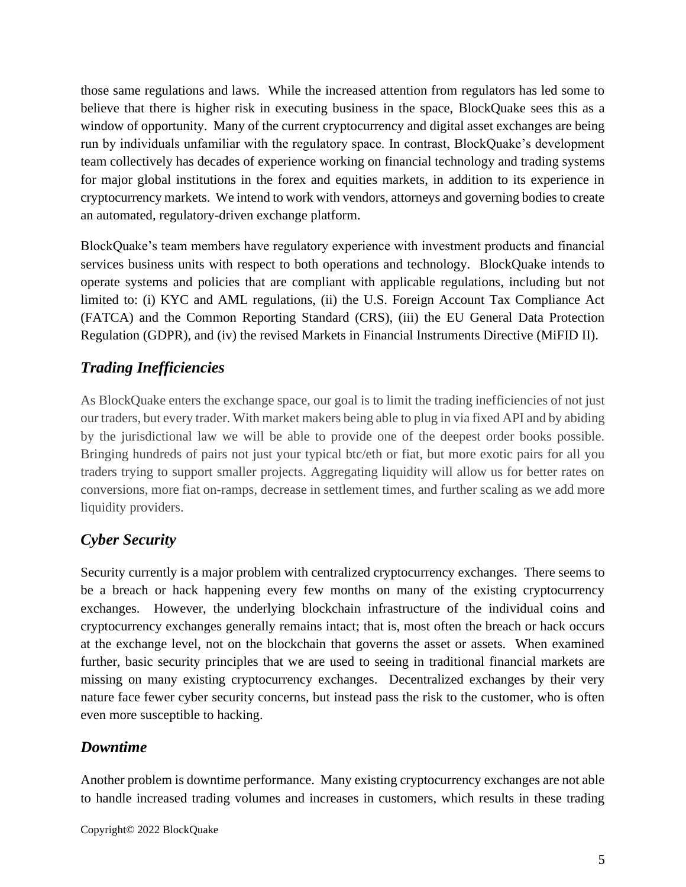those same regulations and laws. While the increased attention from regulators has led some to believe that there is higher risk in executing business in the space, BlockQuake sees this as a window of opportunity. Many of the current cryptocurrency and digital asset exchanges are being run by individuals unfamiliar with the regulatory space. In contrast, BlockQuake's development team collectively has decades of experience working on financial technology and trading systems for major global institutions in the forex and equities markets, in addition to its experience in cryptocurrency markets. We intend to work with vendors, attorneys and governing bodies to create an automated, regulatory-driven exchange platform.

BlockQuake's team members have regulatory experience with investment products and financial services business units with respect to both operations and technology. BlockQuake intends to operate systems and policies that are compliant with applicable regulations, including but not limited to: (i) KYC and AML regulations, (ii) the U.S. Foreign Account Tax Compliance Act (FATCA) and the Common Reporting Standard (CRS), (iii) the EU General Data Protection Regulation (GDPR), and (iv) the revised Markets in Financial Instruments Directive (MiFID II).

## *Trading Inefficiencies*

As BlockQuake enters the exchange space, our goal is to limit the trading inefficiencies of not just our traders, but every trader. With market makers being able to plug in via fixed API and by abiding by the jurisdictional law we will be able to provide one of the deepest order books possible. Bringing hundreds of pairs not just your typical btc/eth or fiat, but more exotic pairs for all you traders trying to support smaller projects. Aggregating liquidity will allow us for better rates on conversions, more fiat on-ramps, decrease in settlement times, and further scaling as we add more liquidity providers.

## *Cyber Security*

Security currently is a major problem with centralized cryptocurrency exchanges. There seems to be a breach or hack happening every few months on many of the existing cryptocurrency exchanges. However, the underlying blockchain infrastructure of the individual coins and cryptocurrency exchanges generally remains intact; that is, most often the breach or hack occurs at the exchange level, not on the blockchain that governs the asset or assets. When examined further, basic security principles that we are used to seeing in traditional financial markets are missing on many existing cryptocurrency exchanges. Decentralized exchanges by their very nature face fewer cyber security concerns, but instead pass the risk to the customer, who is often even more susceptible to hacking.

## *Downtime*

Another problem is downtime performance. Many existing cryptocurrency exchanges are not able to handle increased trading volumes and increases in customers, which results in these trading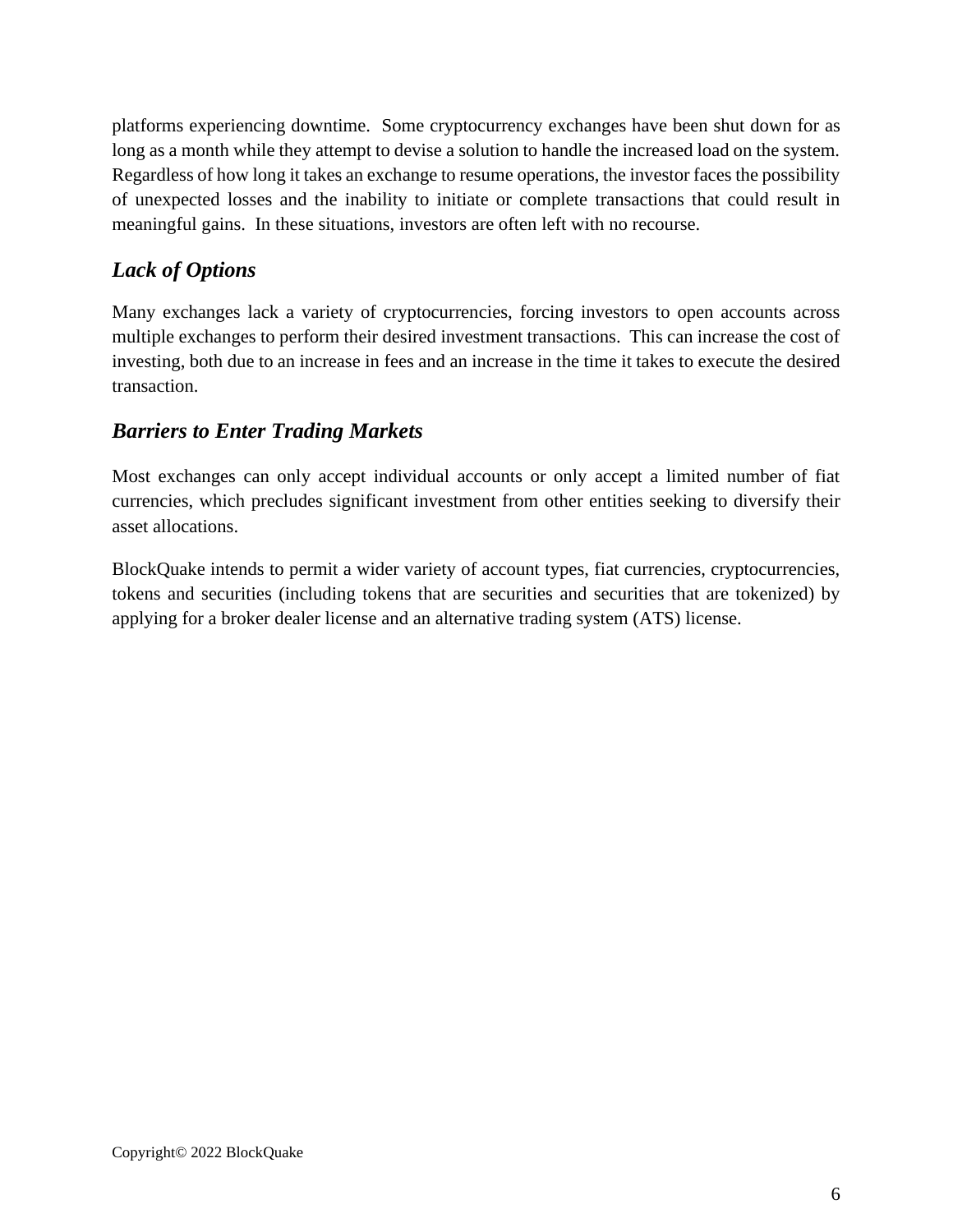platforms experiencing downtime.  Some cryptocurrency exchanges have been shut down for as long as a month while they attempt to devise a solution to handle the increased load on the system. Regardless of how long it takes an exchange to resume operations, the investor faces the possibility of unexpected losses and the inability to initiate or complete transactions that could result in meaningful gains.  In these situations, investors are often left with no recourse.

## *Lack of Options*

Many exchanges lack a variety of cryptocurrencies, forcing investors to open accounts across multiple exchanges to perform their desired investment transactions.  This can increase the cost of investing, both due to an increase in fees and an increase in the time it takes to execute the desired transaction.

## *Barriers to Enter Trading Markets*

Most exchanges can only accept individual accounts or only accept a limited number of fiat currencies, which precludes significant investment from other entities seeking to diversify their asset allocations.

BlockQuake intends to permit a wider variety of account types, fiat currencies, cryptocurrencies, tokens and securities (including tokens that are securities and securities that are tokenized) by applying for a broker dealer license and an alternative trading system (ATS) license.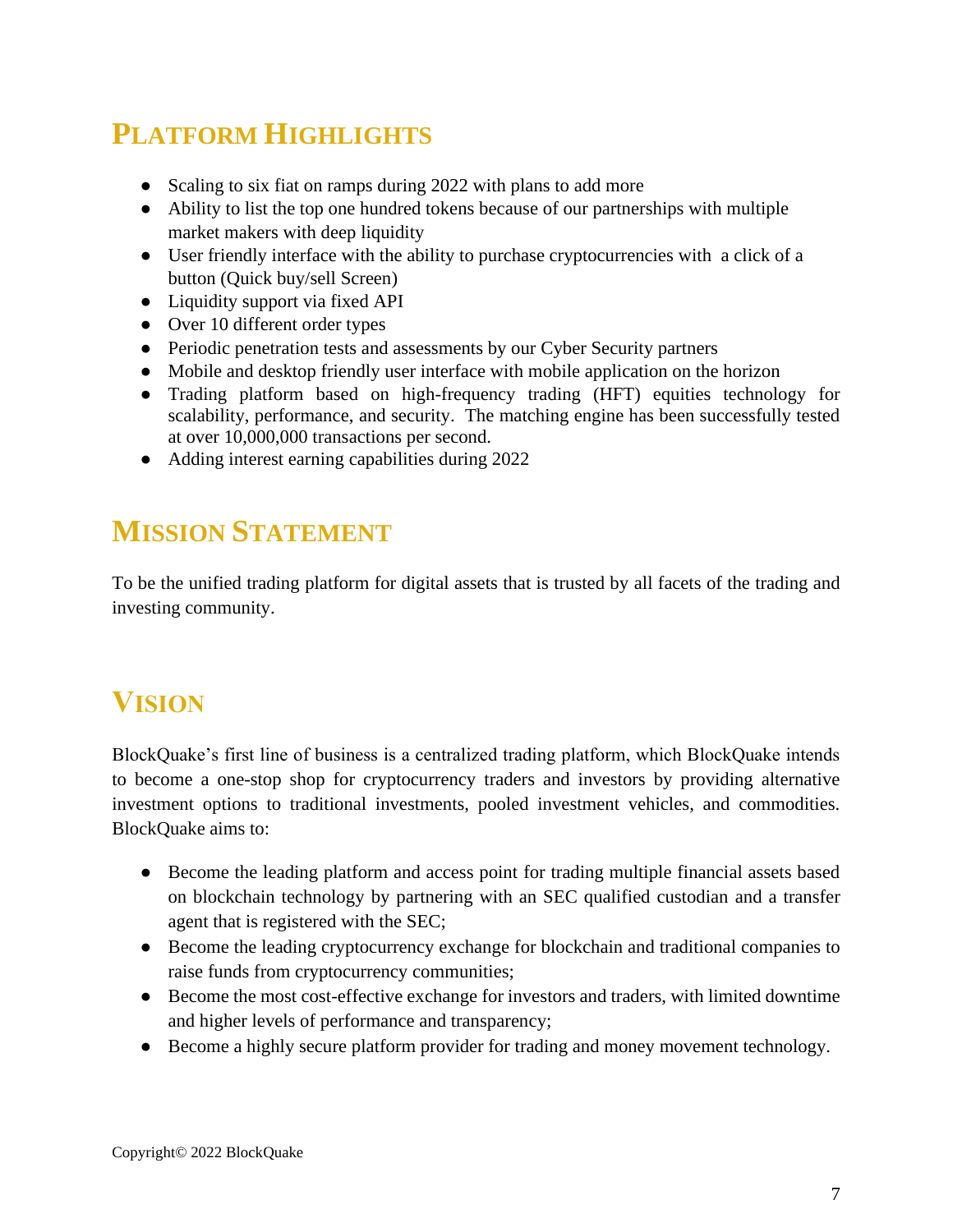## Platform Highlights

- Scaling to six fiat on ramps during 2022 with plans to add more
- Ability to list the top one hundred tokens because of our partnerships with multiple market makers with deep liquidity
- User friendly interface with the ability to purchase cryptocurrencies with a click of a button (Quick buy/sell Screen)
- Liquidity support via fixed API
- Over 10 different order types
- Periodic penetration tests and assessments by our Cyber Security partners
- Mobile and desktop friendly user interface with mobile application on the horizon
- Trading platform based on high-frequency trading (HFT) equities technology for scalability, performance, and security. The matching engine has been successfully tested at over 10,000,000 transactions per second.
- Adding interest earning capabilities during 2022

## Mission Statement

To be the unified trading platform for digital assets that is trusted by all facets of the trading and investing community.

## Vision

BlockQuake's first line of business is a centralized trading platform, which BlockQuake intends to become a one-stop shop for cryptocurrency traders and investors by providing alternative investment options to traditional investments, pooled investment vehicles, and commodities. BlockQuake aims to:

- Become the leading platform and access point for trading multiple financial assets based on blockchain technology by partnering with an SEC qualified custodian and a transfer agent that is registered with the SEC;
- Become the leading cryptocurrency exchange for blockchain and traditional companies to raise funds from cryptocurrency communities;
- Become the most cost-effective exchange for investors and traders, with limited downtime and higher levels of performance and transparency;
- Become a highly secure platform provider for trading and money movement technology.

Copyright© 2022 BlockQuake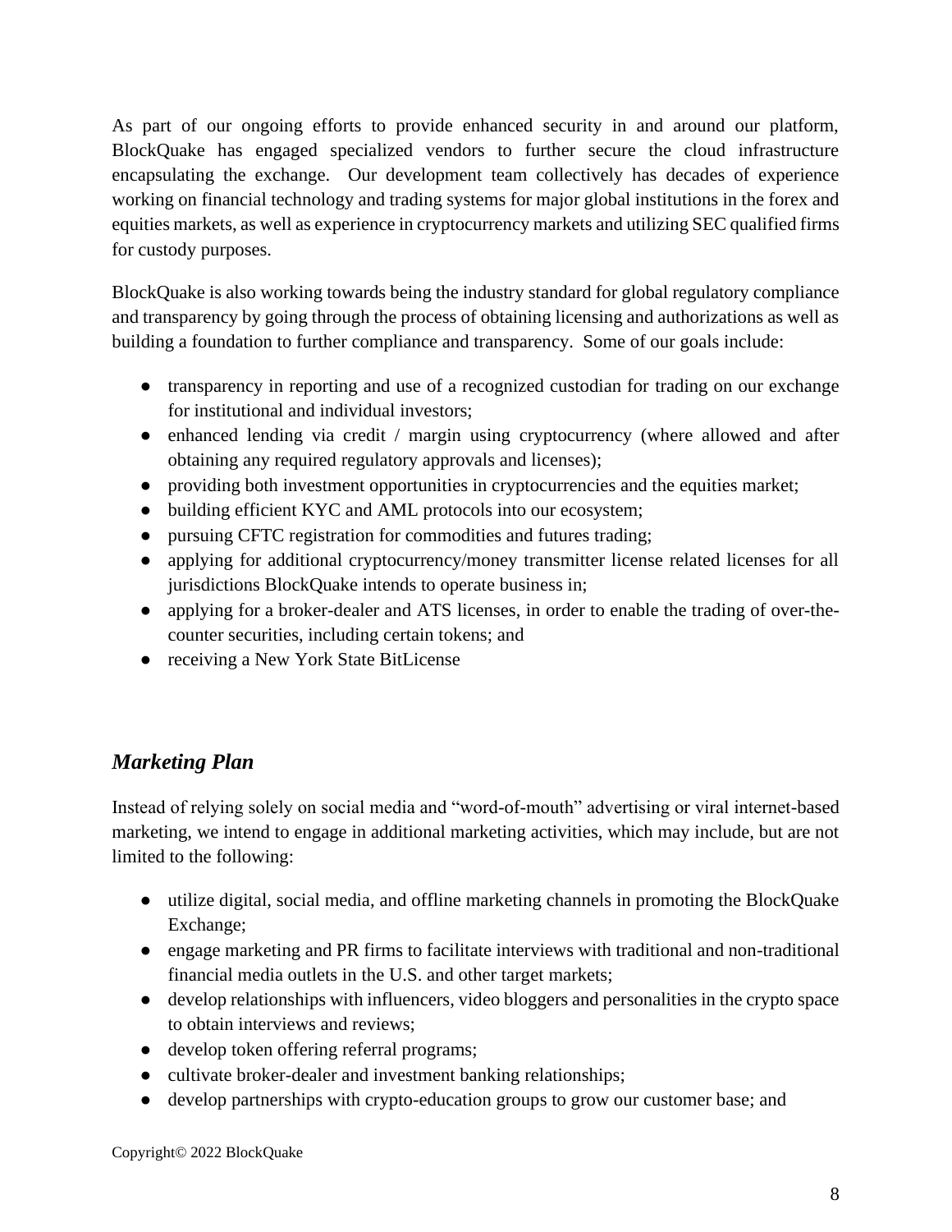As part of our ongoing efforts to provide enhanced security in and around our platform, BlockQuake has engaged specialized vendors to further secure the cloud infrastructure encapsulating the exchange. Our development team collectively has decades of experience working on financial technology and trading systems for major global institutions in the forex and equities markets, as well as experience in cryptocurrency markets and utilizing SEC qualified firms for custody purposes.

BlockQuake is also working towards being the industry standard for global regulatory compliance and transparency by going through the process of obtaining licensing and authorizations as well as building a foundation to further compliance and transparency. Some of our goals include:

- transparency in reporting and use of a recognized custodian for trading on our exchange for institutional and individual investors;
- enhanced lending via credit / margin using cryptocurrency (where allowed and after obtaining any required regulatory approvals and licenses);
- providing both investment opportunities in cryptocurrencies and the equities market;
- building efficient KYC and AML protocols into our ecosystem;
- pursuing CFTC registration for commodities and futures trading;
- applying for additional cryptocurrency/money transmitter license related licenses for all jurisdictions BlockQuake intends to operate business in;
- applying for a broker-dealer and ATS licenses, in order to enable the trading of over-the-counter securities, including certain tokens; and
- receiving a New York State BitLicense

## *Marketing Plan*

Instead of relying solely on social media and "word-of-mouth" advertising or viral internet-based marketing, we intend to engage in additional marketing activities, which may include, but are not limited to the following:

- utilize digital, social media, and offline marketing channels in promoting the BlockQuake Exchange;
- engage marketing and PR firms to facilitate interviews with traditional and non-traditional financial media outlets in the U.S. and other target markets;
- develop relationships with influencers, video bloggers and personalities in the crypto space to obtain interviews and reviews;
- develop token offering referral programs;
- cultivate broker-dealer and investment banking relationships;
- develop partnerships with crypto-education groups to grow our customer base; and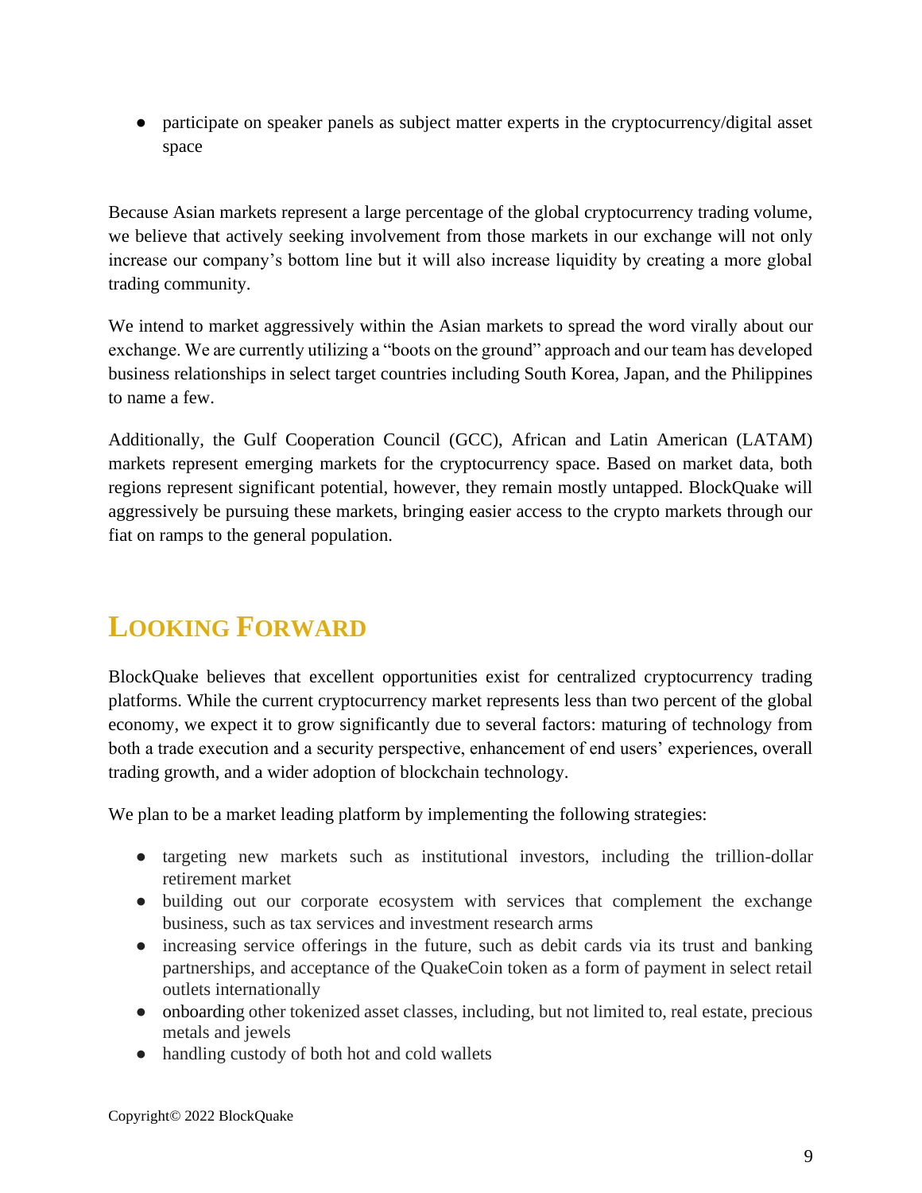- participate on speaker panels as subject matter experts in the cryptocurrency/digital asset space

Because Asian markets represent a large percentage of the global cryptocurrency trading volume, we believe that actively seeking involvement from those markets in our exchange will not only increase our company's bottom line but it will also increase liquidity by creating a more global trading community.

We intend to market aggressively within the Asian markets to spread the word virally about our exchange. We are currently utilizing a "boots on the ground" approach and our team has developed business relationships in select target countries including South Korea, Japan, and the Philippines to name a few.

Additionally, the Gulf Cooperation Council (GCC), African and Latin American (LATAM) markets represent emerging markets for the cryptocurrency space. Based on market data, both regions represent significant potential, however, they remain mostly untapped. BlockQuake will aggressively be pursuing these markets, bringing easier access to the crypto markets through our fiat on ramps to the general population.

## Looking Forward

BlockQuake believes that excellent opportunities exist for centralized cryptocurrency trading platforms. While the current cryptocurrency market represents less than two percent of the global economy, we expect it to grow significantly due to several factors: maturing of technology from both a trade execution and a security perspective, enhancement of end users' experiences, overall trading growth, and a wider adoption of blockchain technology.

We plan to be a market leading platform by implementing the following strategies:

- targeting new markets such as institutional investors, including the trillion-dollar retirement market
- building out our corporate ecosystem with services that complement the exchange business, such as tax services and investment research arms
- increasing service offerings in the future, such as debit cards via its trust and banking partnerships, and acceptance of the QuakeCoin token as a form of payment in select retail outlets internationally
- onboarding other tokenized asset classes, including, but not limited to, real estate, precious metals and jewels
- handling custody of both hot and cold wallets

Copyright© 2022 BlockQuake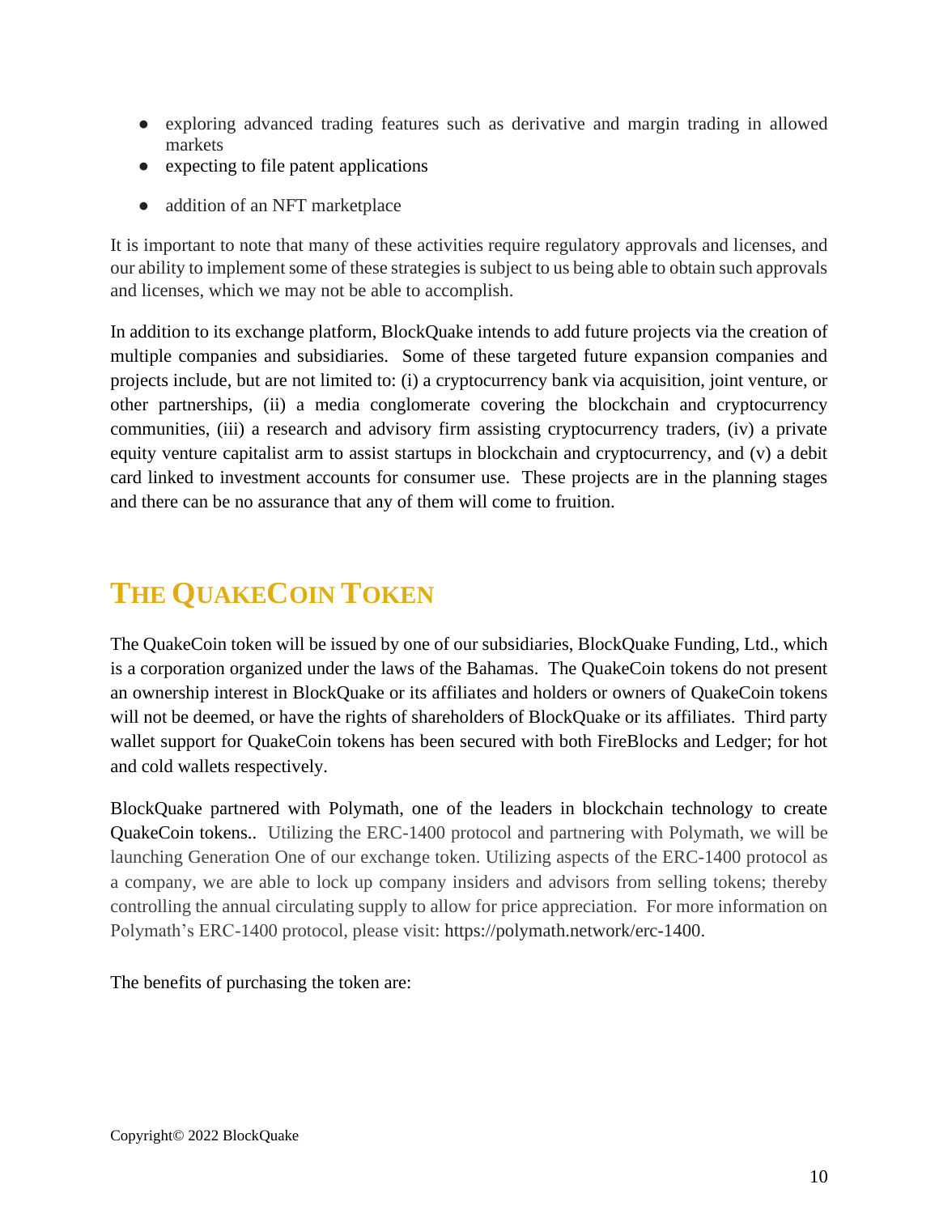- exploring advanced trading features such as derivative and margin trading in allowed markets
- expecting to file patent applications
- addition of an NFT marketplace

It is important to note that many of these activities require regulatory approvals and licenses, and our ability to implement some of these strategies is subject to us being able to obtain such approvals and licenses, which we may not be able to accomplish.

In addition to its exchange platform, BlockQuake intends to add future projects via the creation of multiple companies and subsidiaries. Some of these targeted future expansion companies and projects include, but are not limited to: (i) a cryptocurrency bank via acquisition, joint venture, or other partnerships, (ii) a media conglomerate covering the blockchain and cryptocurrency communities, (iii) a research and advisory firm assisting cryptocurrency traders, (iv) a private equity venture capitalist arm to assist startups in blockchain and cryptocurrency, and (v) a debit card linked to investment accounts for consumer use. These projects are in the planning stages and there can be no assurance that any of them will come to fruition.

## THE QUAKECOIN TOKEN

The QuakeCoin token will be issued by one of our subsidiaries, BlockQuake Funding, Ltd., which is a corporation organized under the laws of the Bahamas. The QuakeCoin tokens do not present an ownership interest in BlockQuake or its affiliates and holders or owners of QuakeCoin tokens will not be deemed, or have the rights of shareholders of BlockQuake or its affiliates. Third party wallet support for QuakeCoin tokens has been secured with both FireBlocks and Ledger; for hot and cold wallets respectively.

BlockQuake partnered with Polymath, one of the leaders in blockchain technology to create QuakeCoin tokens.. Utilizing the ERC-1400 protocol and partnering with Polymath, we will be launching Generation One of our exchange token. Utilizing aspects of the ERC-1400 protocol as a company, we are able to lock up company insiders and advisors from selling tokens; thereby controlling the annual circulating supply to allow for price appreciation. For more information on Polymath's ERC-1400 protocol, please visit: https://polymath.network/erc-1400.

The benefits of purchasing the token are:

Copyright© 2022 BlockQuake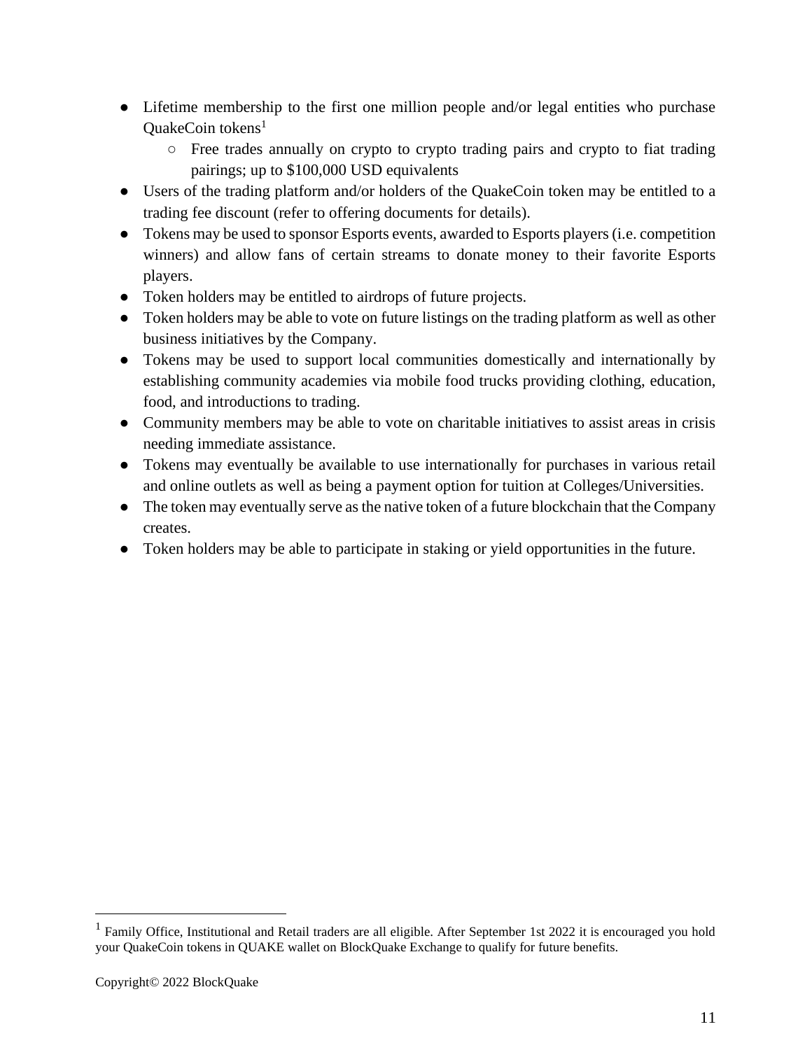- Lifetime membership to the first one million people and/or legal entities who purchase QuakeCoin tokens[1]
  - Free trades annually on crypto to crypto trading pairs and crypto to fiat trading pairings; up to $100,000 USD equivalents
- Users of the trading platform and/or holders of the QuakeCoin token may be entitled to a trading fee discount (refer to offering documents for details).
- Tokens may be used to sponsor Esports events, awarded to Esports players (i.e. competition winners) and allow fans of certain streams to donate money to their favorite Esports players.
- Token holders may be entitled to airdrops of future projects.
- Token holders may be able to vote on future listings on the trading platform as well as other business initiatives by the Company.
- Tokens may be used to support local communities domestically and internationally by establishing community academies via mobile food trucks providing clothing, education, food, and introductions to trading.
- Community members may be able to vote on charitable initiatives to assist areas in crisis needing immediate assistance.
- Tokens may eventually be available to use internationally for purchases in various retail and online outlets as well as being a payment option for tuition at Colleges/Universities.
- The token may eventually serve as the native token of a future blockchain that the Company creates.
- Token holders may be able to participate in staking or yield opportunities in the future.

[1] Family Office, Institutional and Retail traders are all eligible. After September 1st 2022 it is encouraged you hold your QuakeCoin tokens in QUAKE wallet on BlockQuake Exchange to qualify for future benefits.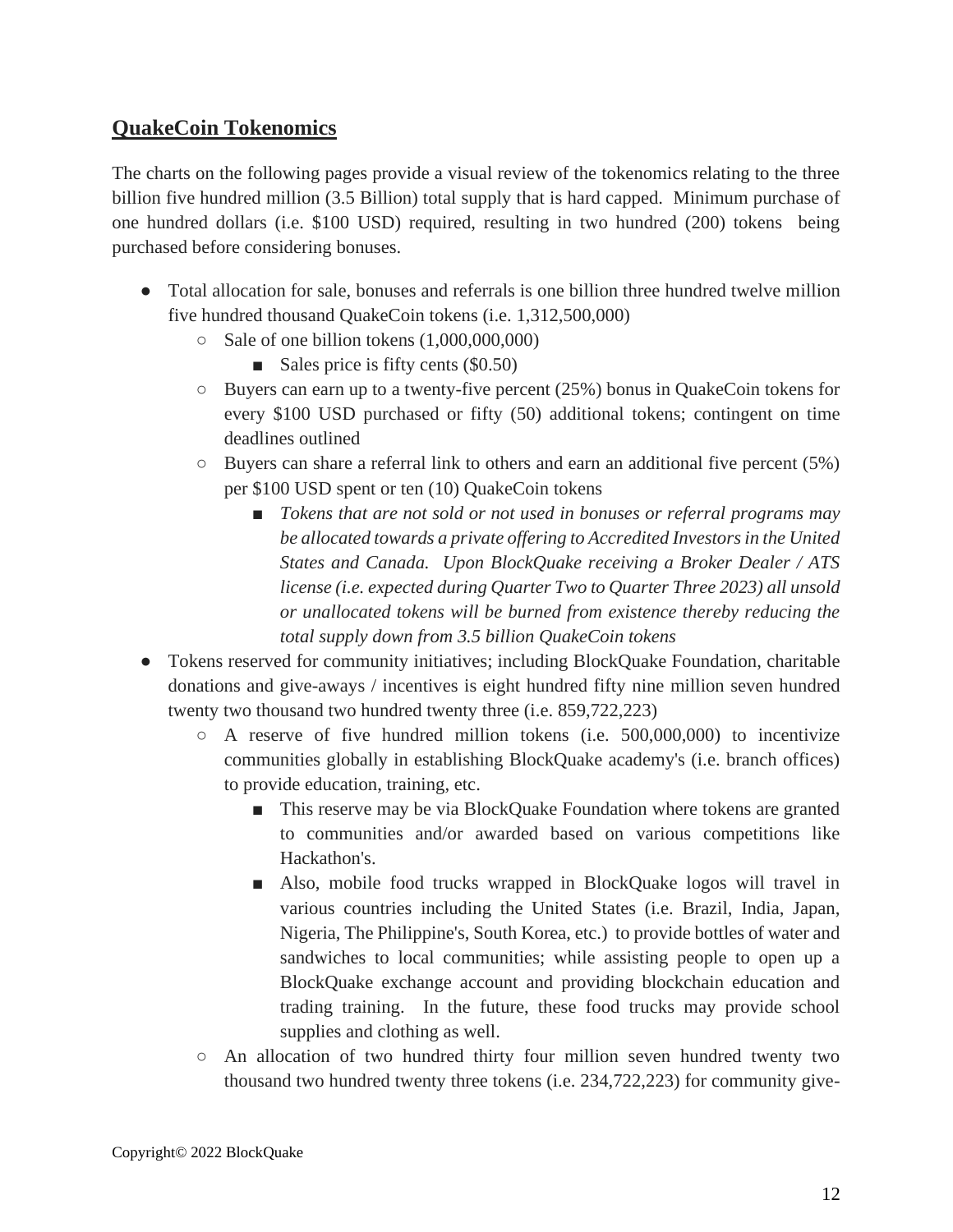## QuakeCoin Tokenomics

The charts on the following pages provide a visual review of the tokenomics relating to the three billion five hundred million (3.5 Billion) total supply that is hard capped. Minimum purchase of one hundred dollars (i.e. $100 USD) required, resulting in two hundred (200) tokens being purchased before considering bonuses.

- Total allocation for sale, bonuses and referrals is one billion three hundred twelve million five hundred thousand QuakeCoin tokens (i.e. 1,312,500,000)
  - Sale of one billion tokens (1,000,000,000)
    - Sales price is fifty cents ($0.50)
  - Buyers can earn up to a twenty-five percent (25%) bonus in QuakeCoin tokens for every $100 USD purchased or fifty (50) additional tokens; contingent on time deadlines outlined
  - Buyers can share a referral link to others and earn an additional five percent (5%) per $100 USD spent or ten (10) QuakeCoin tokens
    - *Tokens that are not sold or not used in bonuses or referral programs may be allocated towards a private offering to Accredited Investors in the United States and Canada. Upon BlockQuake receiving a Broker Dealer / ATS license (i.e. expected during Quarter Two to Quarter Three 2023) all unsold or unallocated tokens will be burned from existence thereby reducing the total supply down from 3.5 billion QuakeCoin tokens*
- Tokens reserved for community initiatives; including BlockQuake Foundation, charitable donations and give-aways / incentives is eight hundred fifty nine million seven hundred twenty two thousand two hundred twenty three (i.e. 859,722,223)
  - A reserve of five hundred million tokens (i.e. 500,000,000) to incentivize communities globally in establishing BlockQuake academy's (i.e. branch offices) to provide education, training, etc.
    - This reserve may be via BlockQuake Foundation where tokens are granted to communities and/or awarded based on various competitions like Hackathon's.
    - Also, mobile food trucks wrapped in BlockQuake logos will travel in various countries including the United States (i.e. Brazil, India, Japan, Nigeria, The Philippine's, South Korea, etc.) to provide bottles of water and sandwiches to local communities; while assisting people to open up a BlockQuake exchange account and providing blockchain education and trading training. In the future, these food trucks may provide school supplies and clothing as well.
  - An allocation of two hundred thirty four million seven hundred twenty two thousand two hundred twenty three tokens (i.e. 234,722,223) for community give-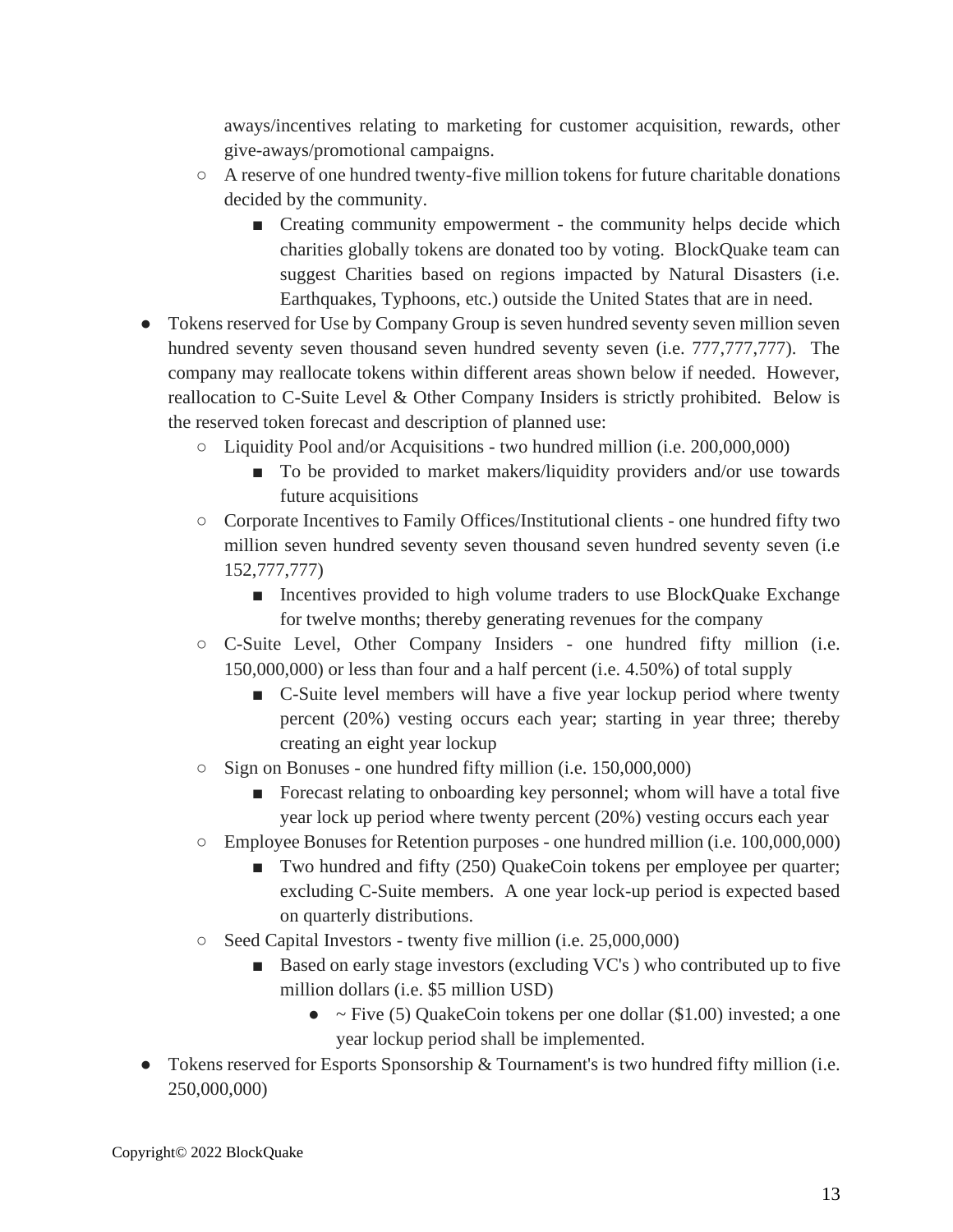aways/incentives relating to marketing for customer acquisition, rewards, other give-aways/promotional campaigns.

  - A reserve of one hundred twenty-five million tokens for future charitable donations decided by the community.
    - Creating community empowerment - the community helps decide which charities globally tokens are donated too by voting. BlockQuake team can suggest Charities based on regions impacted by Natural Disasters (i.e. Earthquakes, Typhoons, etc.) outside the United States that are in need.

- Tokens reserved for Use by Company Group is seven hundred seventy seven million seven hundred seventy seven thousand seven hundred seventy seven (i.e. 777,777,777). The company may reallocate tokens within different areas shown below if needed. However, reallocation to C-Suite Level & Other Company Insiders is strictly prohibited. Below is the reserved token forecast and description of planned use:
  - Liquidity Pool and/or Acquisitions - two hundred million (i.e. 200,000,000)
    - To be provided to market makers/liquidity providers and/or use towards future acquisitions
  - Corporate Incentives to Family Offices/Institutional clients - one hundred fifty two million seven hundred seventy seven thousand seven hundred seventy seven (i.e 152,777,777)
    - Incentives provided to high volume traders to use BlockQuake Exchange for twelve months; thereby generating revenues for the company
  - C-Suite Level, Other Company Insiders - one hundred fifty million (i.e. 150,000,000) or less than four and a half percent (i.e. 4.50%) of total supply
    - C-Suite level members will have a five year lockup period where twenty percent (20%) vesting occurs each year; starting in year three; thereby creating an eight year lockup
  - Sign on Bonuses - one hundred fifty million (i.e. 150,000,000)
    - Forecast relating to onboarding key personnel; whom will have a total five year lock up period where twenty percent (20%) vesting occurs each year
  - Employee Bonuses for Retention purposes - one hundred million (i.e. 100,000,000)
    - Two hundred and fifty (250) QuakeCoin tokens per employee per quarter; excluding C-Suite members. A one year lock-up period is expected based on quarterly distributions.
  - Seed Capital Investors - twenty five million (i.e. 25,000,000)
    - Based on early stage investors (excluding VC's ) who contributed up to five million dollars (i.e. $5 million USD)
      - ~ Five (5) QuakeCoin tokens per one dollar ($1.00) invested; a one year lockup period shall be implemented.

- Tokens reserved for Esports Sponsorship & Tournament's is two hundred fifty million (i.e. 250,000,000)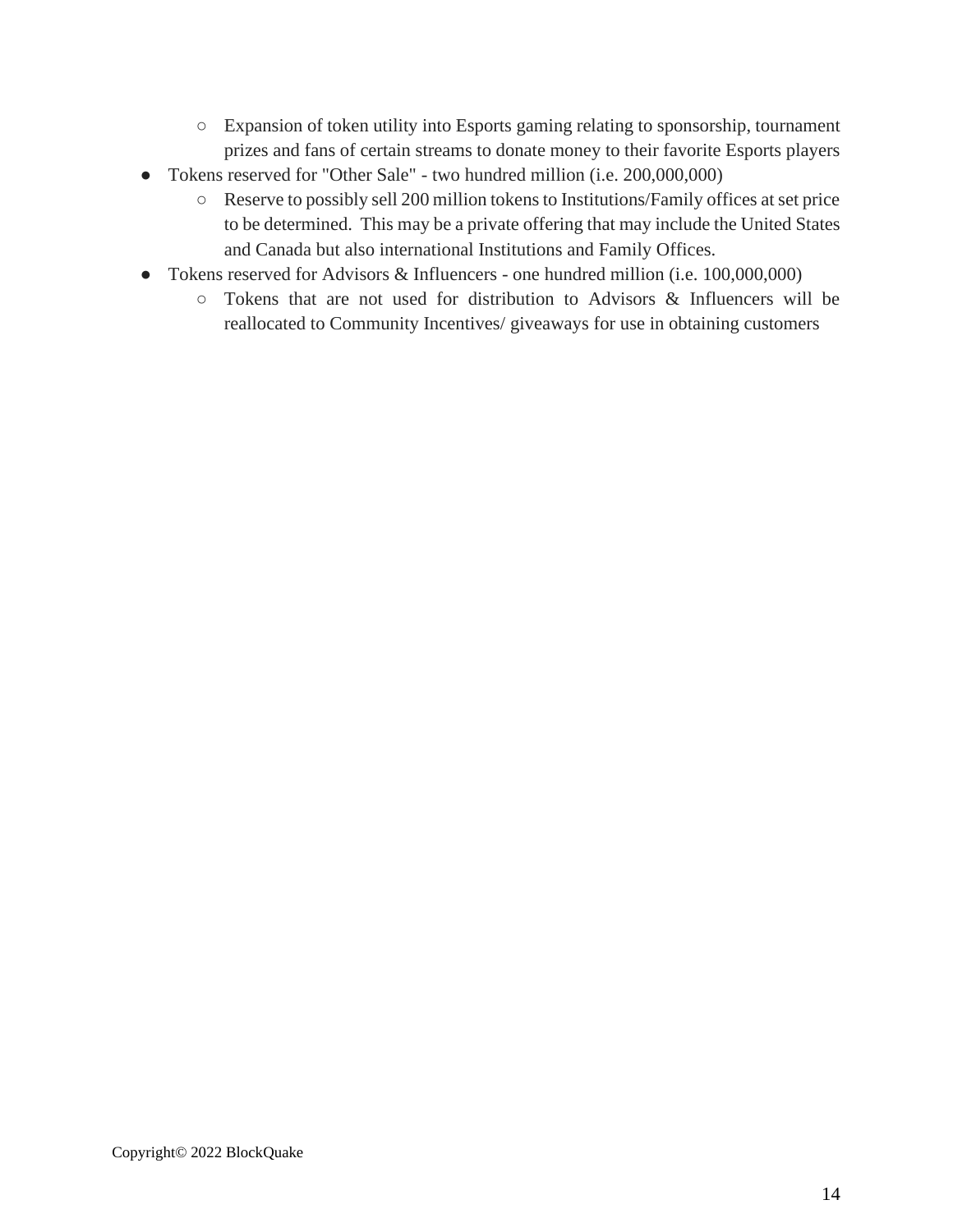- Expansion of token utility into Esports gaming relating to sponsorship, tournament prizes and fans of certain streams to donate money to their favorite Esports players
- Tokens reserved for "Other Sale" - two hundred million (i.e. 200,000,000)
    - Reserve to possibly sell 200 million tokens to Institutions/Family offices at set price to be determined. This may be a private offering that may include the United States and Canada but also international Institutions and Family Offices.
- Tokens reserved for Advisors & Influencers - one hundred million (i.e. 100,000,000)
    - Tokens that are not used for distribution to Advisors & Influencers will be reallocated to Community Incentives/ giveaways for use in obtaining customers

Copyright© 2022 BlockQuake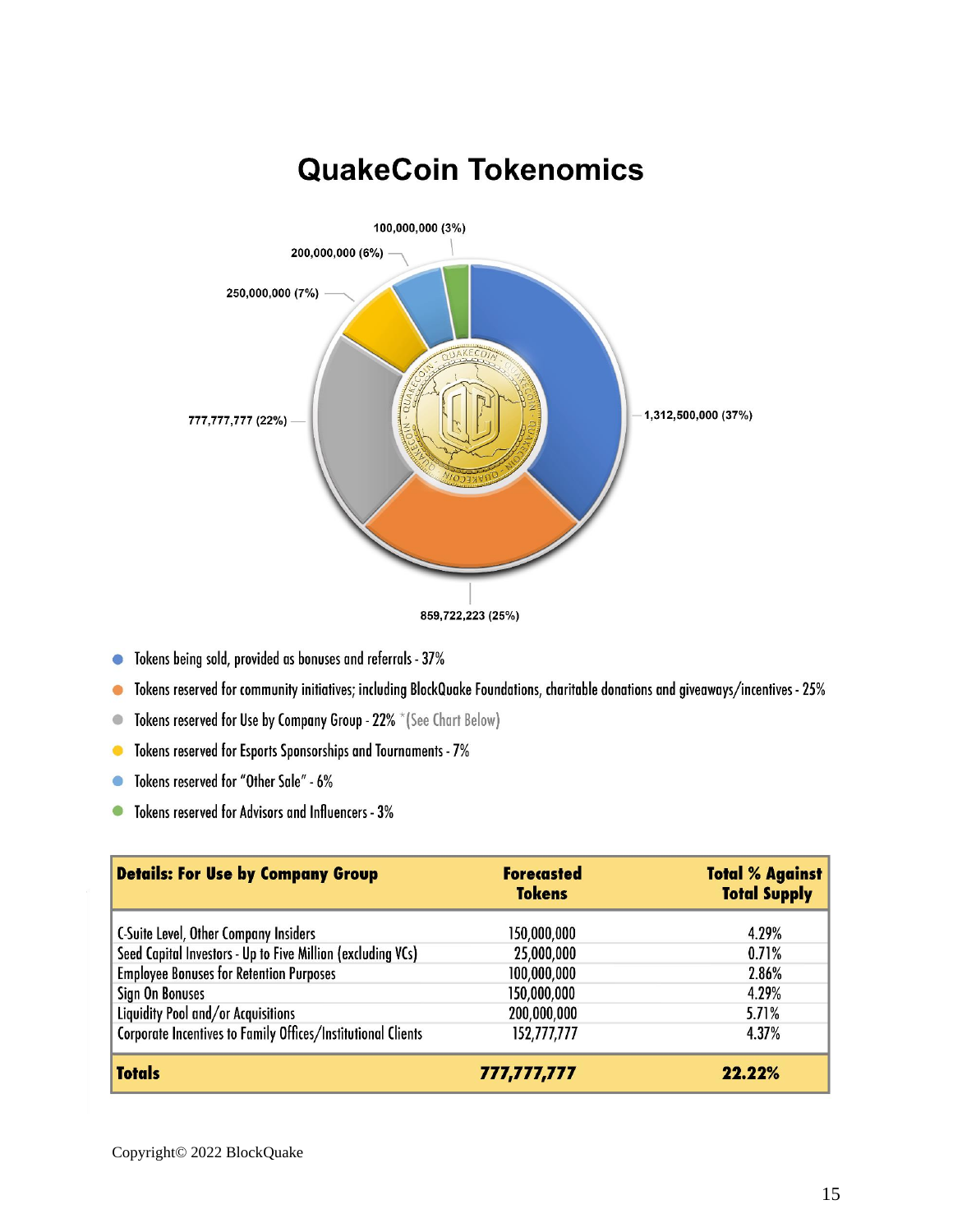# QuakeCoin Tokenomics

100,000,000 (3%)

200,000,000 (6%)

250,000,000 (7%)

777,777,777 (22%)

1,312,500,000 (37%)

859,722,223 (25%)

- Tokens being sold, provided as bonuses and referrals - 37%
- Tokens reserved for community initiatives; including BlockQuake Foundations, charitable donations and giveaways/incentives - 25%
- Tokens reserved for Use by Company Group - 22% *(See Chart Below)
- Tokens reserved for Esports Sponsorships and Tournaments - 7%
- Tokens reserved for "Other Sale" - 6%
- Tokens reserved for Advisors and Influencers - 3%

| Details: For Use by Company Group | Forecasted Tokens | Total % Against Total Supply |
|---|---|---|
| C-Suite Level, Other Company Insiders | 150,000,000 | 4.29% |
| Seed Capital Investors - Up to Five Million (excluding VCs) | 25,000,000 | 0.71% |
| Employee Bonuses for Retention Purposes | 100,000,000 | 2.86% |
| Sign On Bonuses | 150,000,000 | 4.29% |
| Liquidity Pool and/or Acquisitions | 200,000,000 | 5.71% |
| Corporate Incentives to Family Offices/Institutional Clients | 152,777,777 | 4.37% |
| **Totals** | **777,777,777** | **22.22%** |

Copyright© 2022 BlockQuake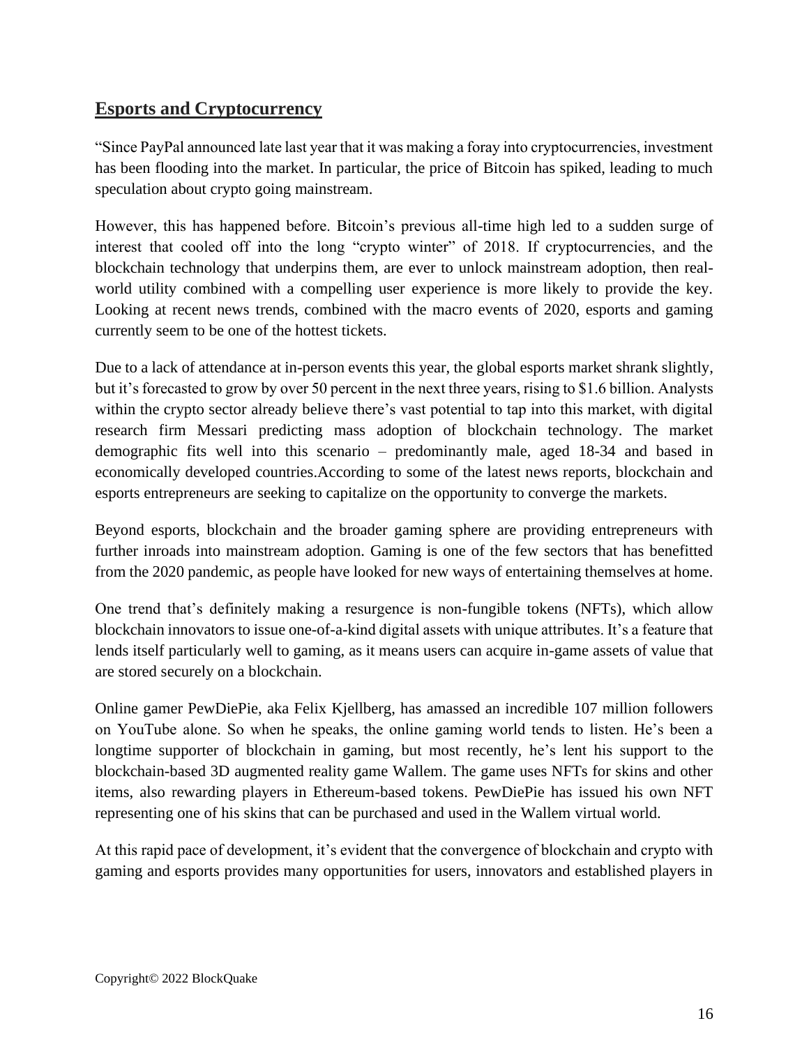## Esports and Cryptocurrency

"Since PayPal announced late last year that it was making a foray into cryptocurrencies, investment has been flooding into the market. In particular, the price of Bitcoin has spiked, leading to much speculation about crypto going mainstream.

However, this has happened before. Bitcoin's previous all-time high led to a sudden surge of interest that cooled off into the long "crypto winter" of 2018. If cryptocurrencies, and the blockchain technology that underpins them, are ever to unlock mainstream adoption, then real-world utility combined with a compelling user experience is more likely to provide the key. Looking at recent news trends, combined with the macro events of 2020, esports and gaming currently seem to be one of the hottest tickets.

Due to a lack of attendance at in-person events this year, the global esports market shrank slightly, but it's forecasted to grow by over 50 percent in the next three years, rising to $1.6 billion. Analysts within the crypto sector already believe there's vast potential to tap into this market, with digital research firm Messari predicting mass adoption of blockchain technology. The market demographic fits well into this scenario – predominantly male, aged 18-34 and based in economically developed countries.According to some of the latest news reports, blockchain and esports entrepreneurs are seeking to capitalize on the opportunity to converge the markets.

Beyond esports, blockchain and the broader gaming sphere are providing entrepreneurs with further inroads into mainstream adoption. Gaming is one of the few sectors that has benefitted from the 2020 pandemic, as people have looked for new ways of entertaining themselves at home.

One trend that's definitely making a resurgence is non-fungible tokens (NFTs), which allow blockchain innovators to issue one-of-a-kind digital assets with unique attributes. It's a feature that lends itself particularly well to gaming, as it means users can acquire in-game assets of value that are stored securely on a blockchain.

Online gamer PewDiePie, aka Felix Kjellberg, has amassed an incredible 107 million followers on YouTube alone. So when he speaks, the online gaming world tends to listen. He's been a longtime supporter of blockchain in gaming, but most recently, he's lent his support to the blockchain-based 3D augmented reality game Wallem. The game uses NFTs for skins and other items, also rewarding players in Ethereum-based tokens. PewDiePie has issued his own NFT representing one of his skins that can be purchased and used in the Wallem virtual world.

At this rapid pace of development, it's evident that the convergence of blockchain and crypto with gaming and esports provides many opportunities for users, innovators and established players in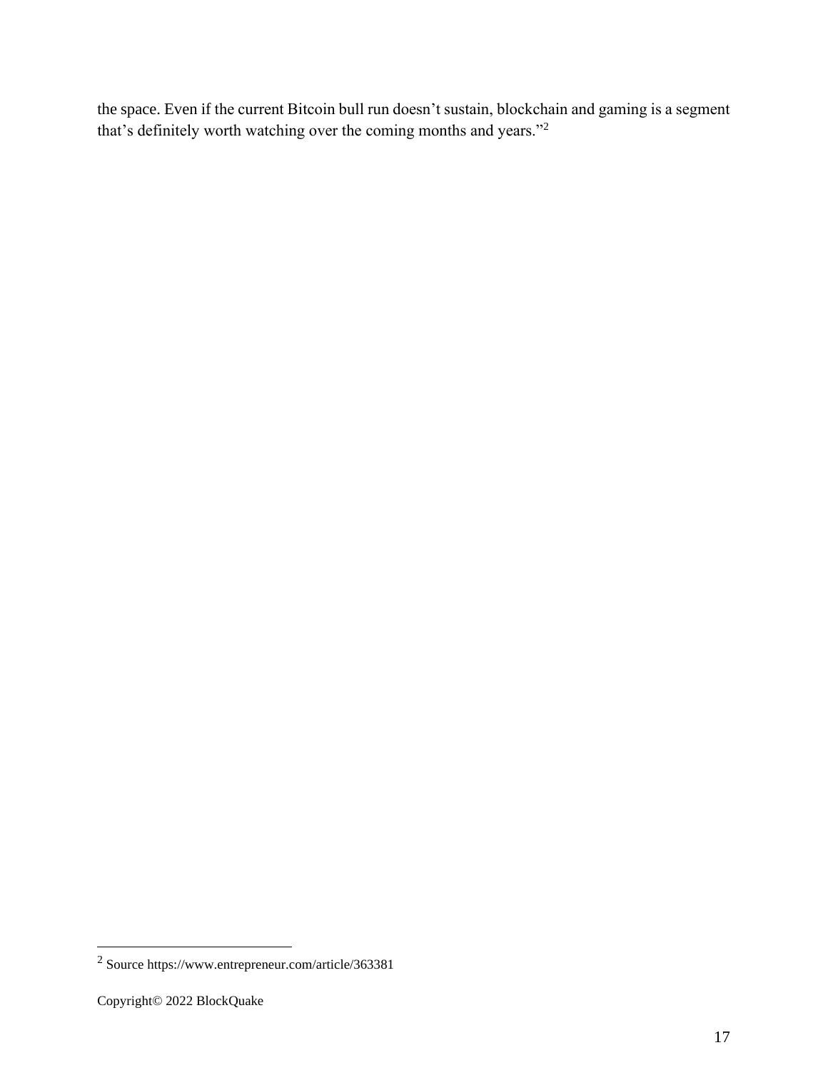the space. Even if the current Bitcoin bull run doesn't sustain, blockchain and gaming is a segment that's definitely worth watching over the coming months and years."[2]

[2] Source https://www.entrepreneur.com/article/363381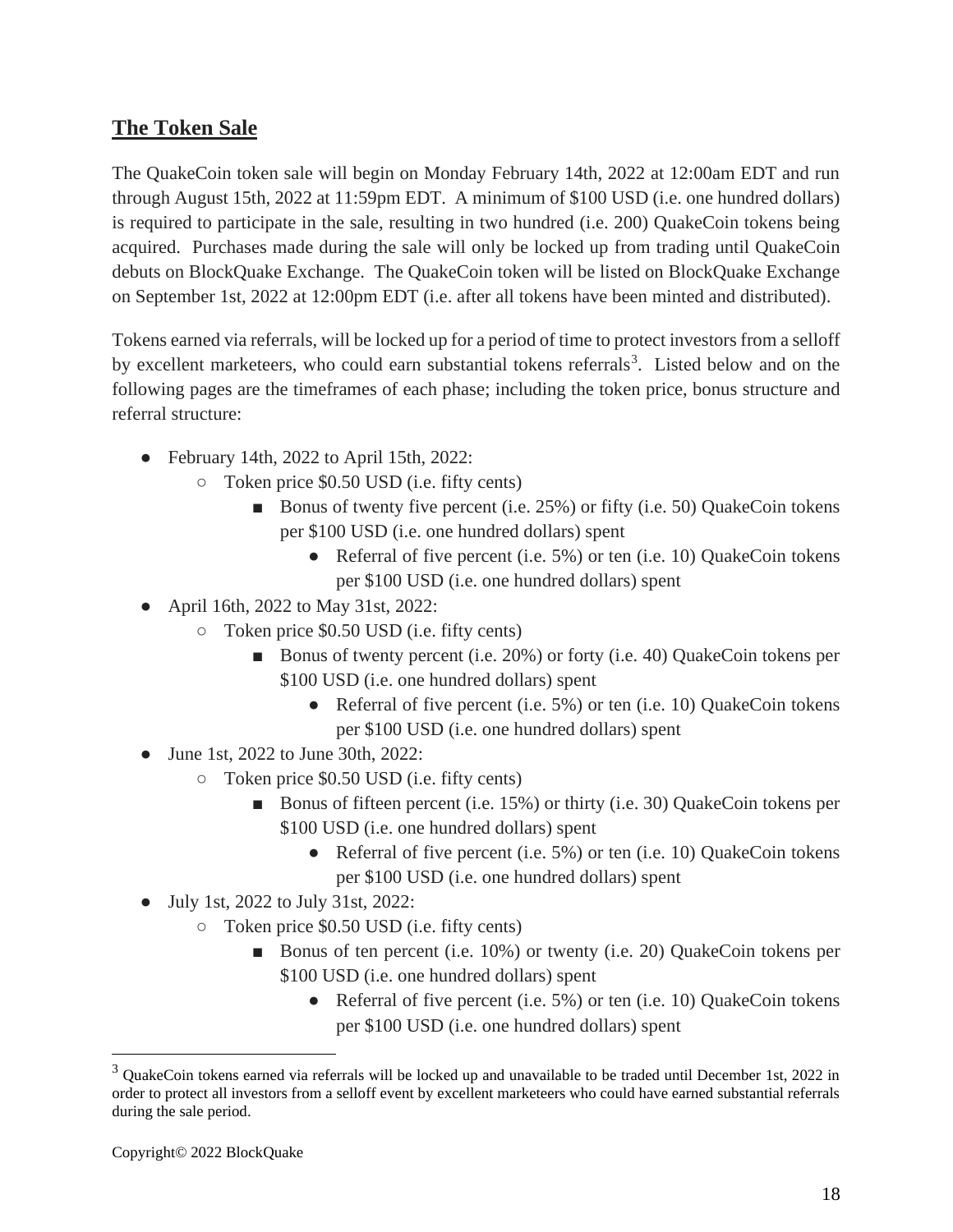## **The Token Sale**

The QuakeCoin token sale will begin on Monday February 14th, 2022 at 12:00am EDT and run through August 15th, 2022 at 11:59pm EDT. A minimum of $100 USD (i.e. one hundred dollars) is required to participate in the sale, resulting in two hundred (i.e. 200) QuakeCoin tokens being acquired. Purchases made during the sale will only be locked up from trading until QuakeCoin debuts on BlockQuake Exchange. The QuakeCoin token will be listed on BlockQuake Exchange on September 1st, 2022 at 12:00pm EDT (i.e. after all tokens have been minted and distributed).

Tokens earned via referrals, will be locked up for a period of time to protect investors from a selloff by excellent marketeers, who could earn substantial tokens referrals[3]. Listed below and on the following pages are the timeframes of each phase; including the token price, bonus structure and referral structure:

- February 14th, 2022 to April 15th, 2022:
  - Token price $0.50 USD (i.e. fifty cents)
    - Bonus of twenty five percent (i.e. 25%) or fifty (i.e. 50) QuakeCoin tokens per $100 USD (i.e. one hundred dollars) spent
      - Referral of five percent (i.e. 5%) or ten (i.e. 10) QuakeCoin tokens per $100 USD (i.e. one hundred dollars) spent
- April 16th, 2022 to May 31st, 2022:
  - Token price $0.50 USD (i.e. fifty cents)
    - Bonus of twenty percent (i.e. 20%) or forty (i.e. 40) QuakeCoin tokens per $100 USD (i.e. one hundred dollars) spent
      - Referral of five percent (i.e. 5%) or ten (i.e. 10) QuakeCoin tokens per $100 USD (i.e. one hundred dollars) spent
- June 1st, 2022 to June 30th, 2022:
  - Token price $0.50 USD (i.e. fifty cents)
    - Bonus of fifteen percent (i.e. 15%) or thirty (i.e. 30) QuakeCoin tokens per $100 USD (i.e. one hundred dollars) spent
      - Referral of five percent (i.e. 5%) or ten (i.e. 10) QuakeCoin tokens per $100 USD (i.e. one hundred dollars) spent
- July 1st, 2022 to July 31st, 2022:
  - Token price $0.50 USD (i.e. fifty cents)
    - Bonus of ten percent (i.e. 10%) or twenty (i.e. 20) QuakeCoin tokens per $100 USD (i.e. one hundred dollars) spent
      - Referral of five percent (i.e. 5%) or ten (i.e. 10) QuakeCoin tokens per $100 USD (i.e. one hundred dollars) spent

---

[3] QuakeCoin tokens earned via referrals will be locked up and unavailable to be traded until December 1st, 2022 in order to protect all investors from a selloff event by excellent marketeers who could have earned substantial referrals during the sale period.

Copyright© 2022 BlockQuake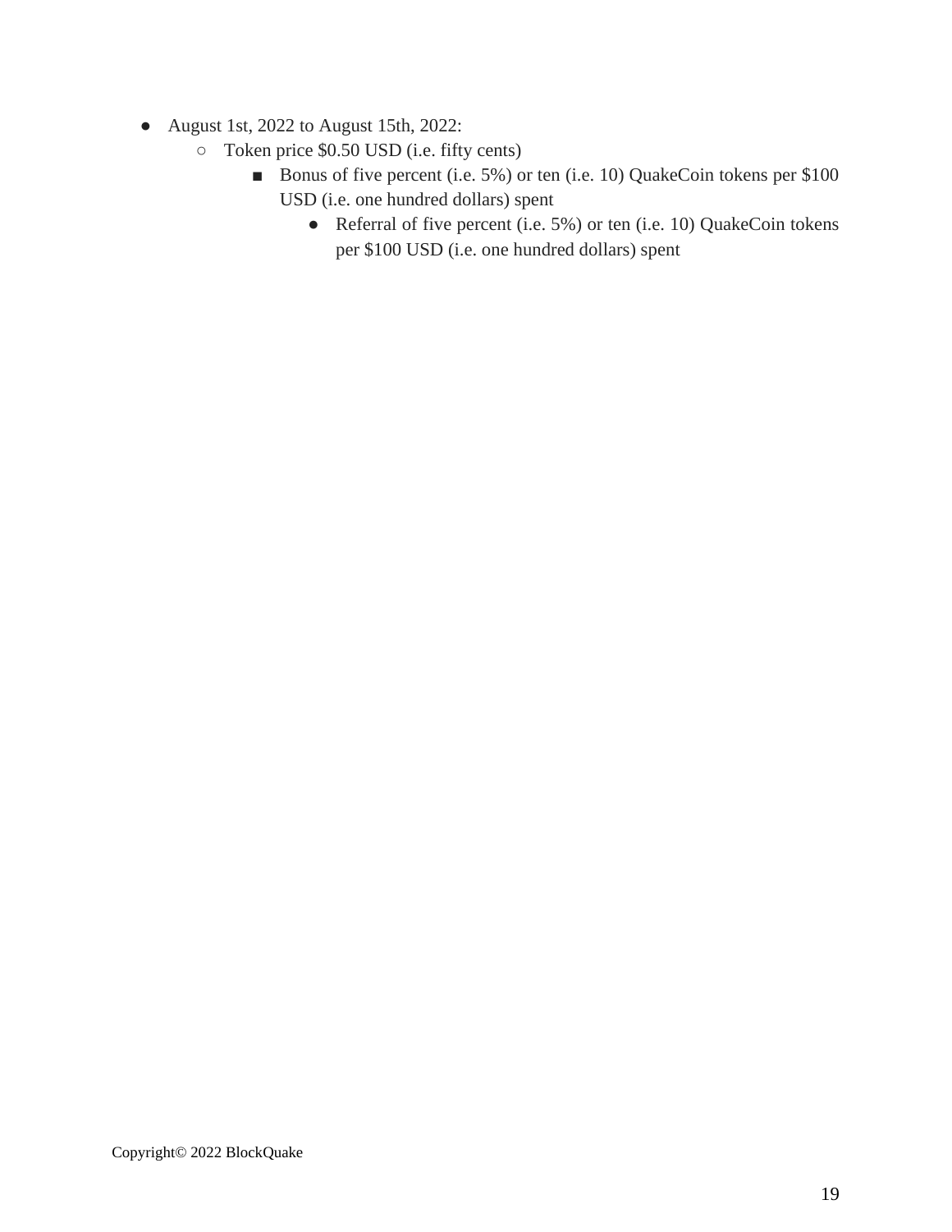- August 1st, 2022 to August 15th, 2022:
  - Token price $0.50 USD (i.e. fifty cents)
    - Bonus of five percent (i.e. 5%) or ten (i.e. 10) QuakeCoin tokens per $100 USD (i.e. one hundred dollars) spent
      - Referral of five percent (i.e. 5%) or ten (i.e. 10) QuakeCoin tokens per $100 USD (i.e. one hundred dollars) spent

Copyright© 2022 BlockQuake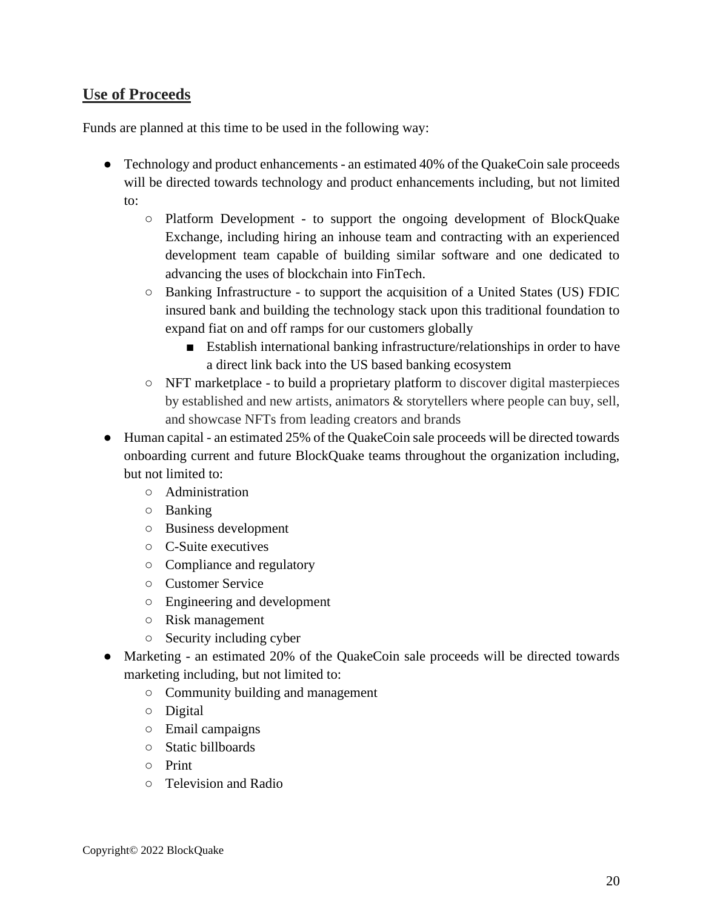## Use of Proceeds

Funds are planned at this time to be used in the following way:

- Technology and product enhancements - an estimated 40% of the QuakeCoin sale proceeds will be directed towards technology and product enhancements including, but not limited to:
    - Platform Development - to support the ongoing development of BlockQuake Exchange, including hiring an inhouse team and contracting with an experienced development team capable of building similar software and one dedicated to advancing the uses of blockchain into FinTech.
    - Banking Infrastructure - to support the acquisition of a United States (US) FDIC insured bank and building the technology stack upon this traditional foundation to expand fiat on and off ramps for our customers globally
        - Establish international banking infrastructure/relationships in order to have a direct link back into the US based banking ecosystem
    - NFT marketplace - to build a proprietary platform to discover digital masterpieces by established and new artists, animators & storytellers where people can buy, sell, and showcase NFTs from leading creators and brands
- Human capital - an estimated 25% of the QuakeCoin sale proceeds will be directed towards onboarding current and future BlockQuake teams throughout the organization including, but not limited to:
    - Administration
    - Banking
    - Business development
    - C-Suite executives
    - Compliance and regulatory
    - Customer Service
    - Engineering and development
    - Risk management
    - Security including cyber
- Marketing - an estimated 20% of the QuakeCoin sale proceeds will be directed towards marketing including, but not limited to:
    - Community building and management
    - Digital
    - Email campaigns
    - Static billboards
    - Print
    - Television and Radio

Copyright© 2022 BlockQuake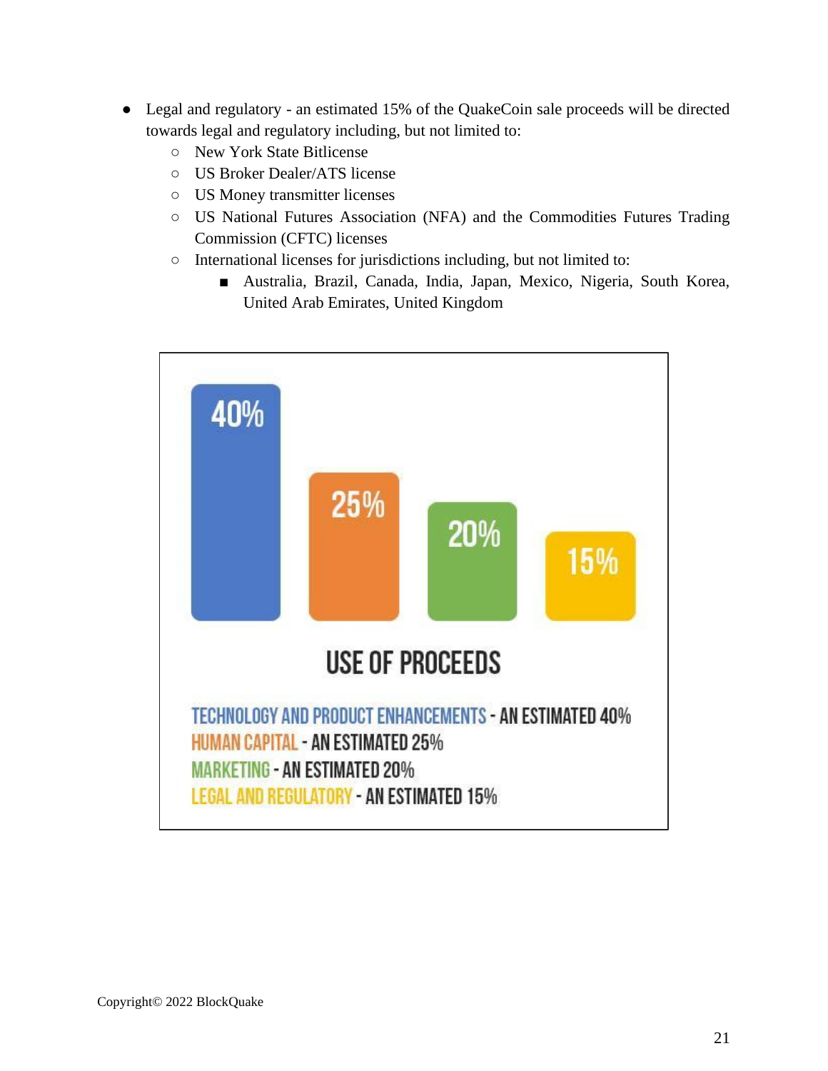- Legal and regulatory - an estimated 15% of the QuakeCoin sale proceeds will be directed towards legal and regulatory including, but not limited to:
  - New York State Bitlicense
  - US Broker Dealer/ATS license
  - US Money transmitter licenses
  - US National Futures Association (NFA) and the Commodities Futures Trading Commission (CFTC) licenses
  - International licenses for jurisdictions including, but not limited to:
    - Australia, Brazil, Canada, India, Japan, Mexico, Nigeria, South Korea, United Arab Emirates, United Kingdom

40% 25% 20% 15%

USE OF PROCEEDS

TECHNOLOGY AND PRODUCT ENHANCEMENTS - AN ESTIMATED 40%
HUMAN CAPITAL - AN ESTIMATED 25%
MARKETING - AN ESTIMATED 20%
LEGAL AND REGULATORY - AN ESTIMATED 15%

Copyright© 2022 BlockQuake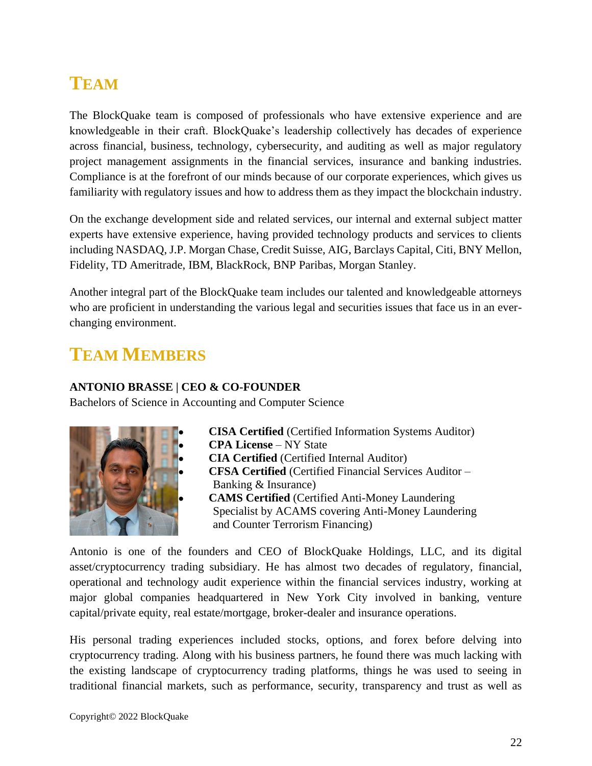# TEAM

The BlockQuake team is composed of professionals who have extensive experience and are knowledgeable in their craft. BlockQuake's leadership collectively has decades of experience across financial, business, technology, cybersecurity, and auditing as well as major regulatory project management assignments in the financial services, insurance and banking industries. Compliance is at the forefront of our minds because of our corporate experiences, which gives us familiarity with regulatory issues and how to address them as they impact the blockchain industry.

On the exchange development side and related services, our internal and external subject matter experts have extensive experience, having provided technology products and services to clients including NASDAQ, J.P. Morgan Chase, Credit Suisse, AIG, Barclays Capital, Citi, BNY Mellon, Fidelity, TD Ameritrade, IBM, BlackRock, BNP Paribas, Morgan Stanley.

Another integral part of the BlockQuake team includes our talented and knowledgeable attorneys who are proficient in understanding the various legal and securities issues that face us in an ever-changing environment.

# TEAM MEMBERS

**ANTONIO BRASSE | CEO & CO-FOUNDER**
Bachelors of Science in Accounting and Computer Science

- **CISA Certified** (Certified Information Systems Auditor)
- **CPA License** – NY State
- **CIA Certified** (Certified Internal Auditor)
- **CFSA Certified** (Certified Financial Services Auditor – Banking & Insurance)
- **CAMS Certified** (Certified Anti-Money Laundering Specialist by ACAMS covering Anti-Money Laundering and Counter Terrorism Financing)

Antonio is one of the founders and CEO of BlockQuake Holdings, LLC, and its digital asset/cryptocurrency trading subsidiary. He has almost two decades of regulatory, financial, operational and technology audit experience within the financial services industry, working at major global companies headquartered in New York City involved in banking, venture capital/private equity, real estate/mortgage, broker-dealer and insurance operations.

His personal trading experiences included stocks, options, and forex before delving into cryptocurrency trading. Along with his business partners, he found there was much lacking with the existing landscape of cryptocurrency trading platforms, things he was used to seeing in traditional financial markets, such as performance, security, transparency and trust as well as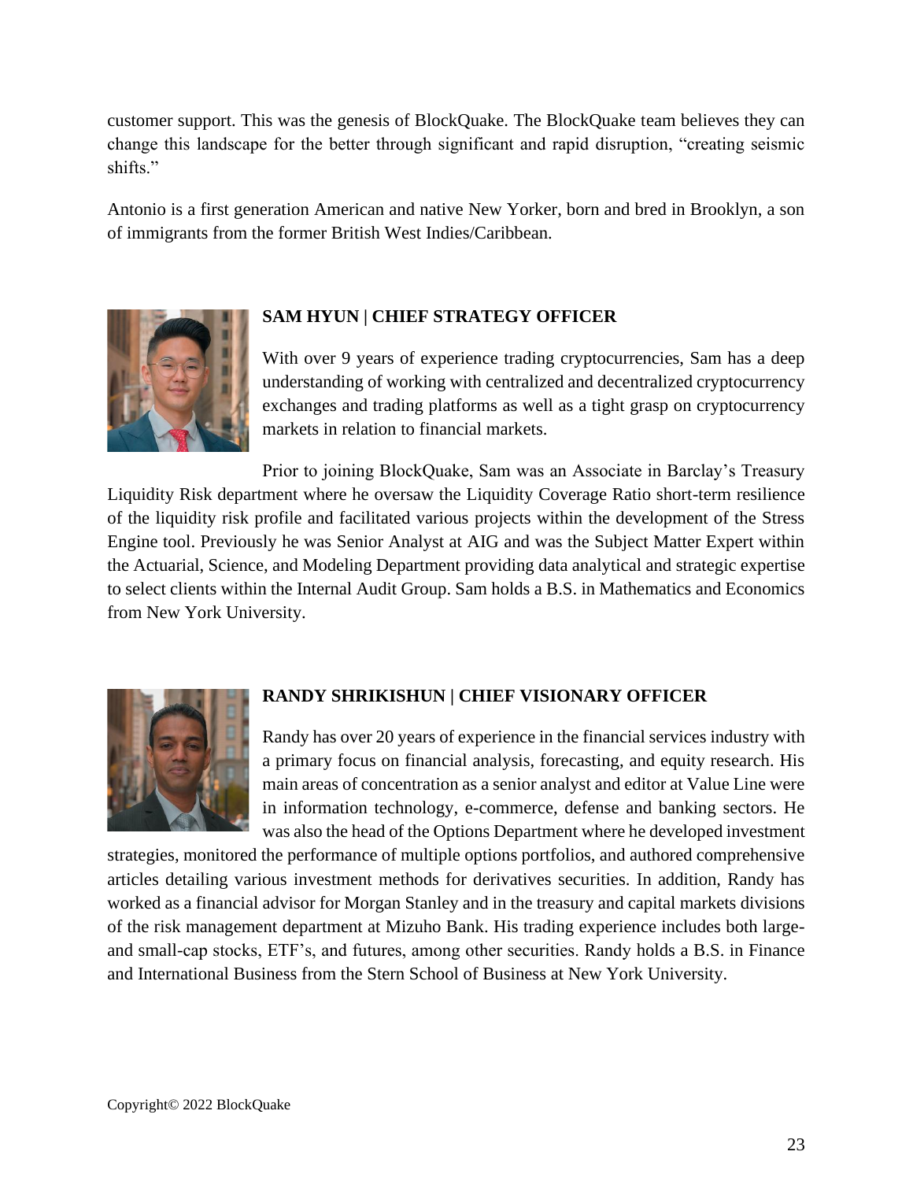customer support. This was the genesis of BlockQuake. The BlockQuake team believes they can change this landscape for the better through significant and rapid disruption, "creating seismic shifts."

Antonio is a first generation American and native New Yorker, born and bred in Brooklyn, a son of immigrants from the former British West Indies/Caribbean.

**SAM HYUN | CHIEF STRATEGY OFFICER**

With over 9 years of experience trading cryptocurrencies, Sam has a deep understanding of working with centralized and decentralized cryptocurrency exchanges and trading platforms as well as a tight grasp on cryptocurrency markets in relation to financial markets.

Prior to joining BlockQuake, Sam was an Associate in Barclay's Treasury Liquidity Risk department where he oversaw the Liquidity Coverage Ratio short-term resilience of the liquidity risk profile and facilitated various projects within the development of the Stress Engine tool. Previously he was Senior Analyst at AIG and was the Subject Matter Expert within the Actuarial, Science, and Modeling Department providing data analytical and strategic expertise to select clients within the Internal Audit Group. Sam holds a B.S. in Mathematics and Economics from New York University.

**RANDY SHRIKISHUN | CHIEF VISIONARY OFFICER**

Randy has over 20 years of experience in the financial services industry with a primary focus on financial analysis, forecasting, and equity research. His main areas of concentration as a senior analyst and editor at Value Line were in information technology, e-commerce, defense and banking sectors. He was also the head of the Options Department where he developed investment strategies, monitored the performance of multiple options portfolios, and authored comprehensive articles detailing various investment methods for derivatives securities. In addition, Randy has worked as a financial advisor for Morgan Stanley and in the treasury and capital markets divisions of the risk management department at Mizuho Bank. His trading experience includes both large- and small-cap stocks, ETF's, and futures, among other securities. Randy holds a B.S. in Finance and International Business from the Stern School of Business at New York University.

Copyright© 2022 BlockQuake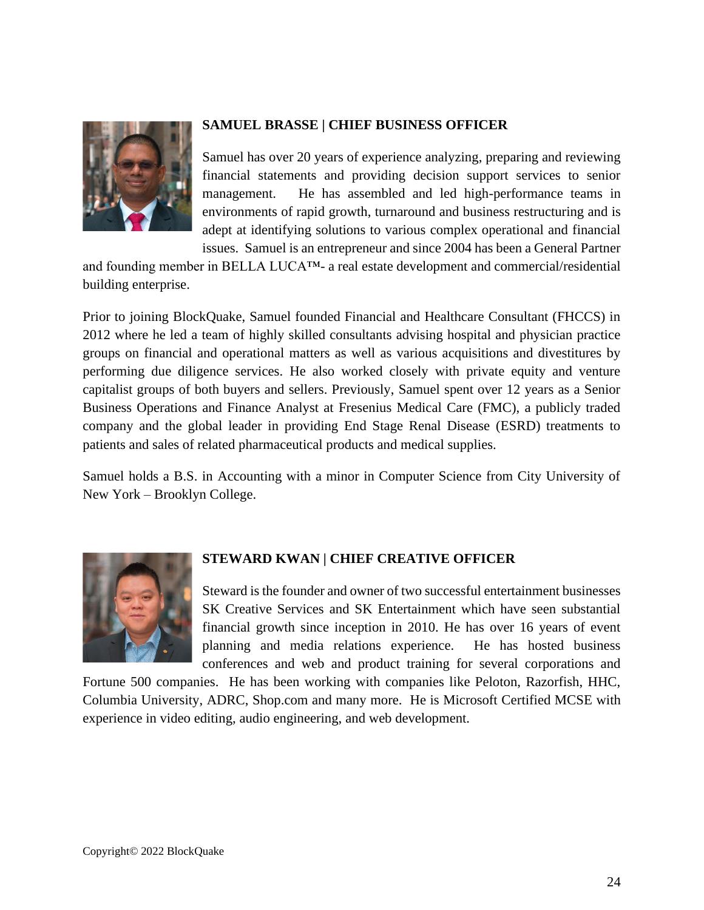**SAMUEL BRASSE | CHIEF BUSINESS OFFICER**

Samuel has over 20 years of experience analyzing, preparing and reviewing financial statements and providing decision support services to senior management. He has assembled and led high-performance teams in environments of rapid growth, turnaround and business restructuring and is adept at identifying solutions to various complex operational and financial issues. Samuel is an entrepreneur and since 2004 has been a General Partner and founding member in BELLA LUCA™- a real estate development and commercial/residential building enterprise.

Prior to joining BlockQuake, Samuel founded Financial and Healthcare Consultant (FHCCS) in 2012 where he led a team of highly skilled consultants advising hospital and physician practice groups on financial and operational matters as well as various acquisitions and divestitures by performing due diligence services. He also worked closely with private equity and venture capitalist groups of both buyers and sellers. Previously, Samuel spent over 12 years as a Senior Business Operations and Finance Analyst at Fresenius Medical Care (FMC), a publicly traded company and the global leader in providing End Stage Renal Disease (ESRD) treatments to patients and sales of related pharmaceutical products and medical supplies.

Samuel holds a B.S. in Accounting with a minor in Computer Science from City University of New York – Brooklyn College.

**STEWARD KWAN | CHIEF CREATIVE OFFICER**

Steward is the founder and owner of two successful entertainment businesses SK Creative Services and SK Entertainment which have seen substantial financial growth since inception in 2010. He has over 16 years of event planning and media relations experience. He has hosted business conferences and web and product training for several corporations and Fortune 500 companies. He has been working with companies like Peloton, Razorfish, HHC, Columbia University, ADRC, Shop.com and many more. He is Microsoft Certified MCSE with experience in video editing, audio engineering, and web development.

Copyright© 2022 BlockQuake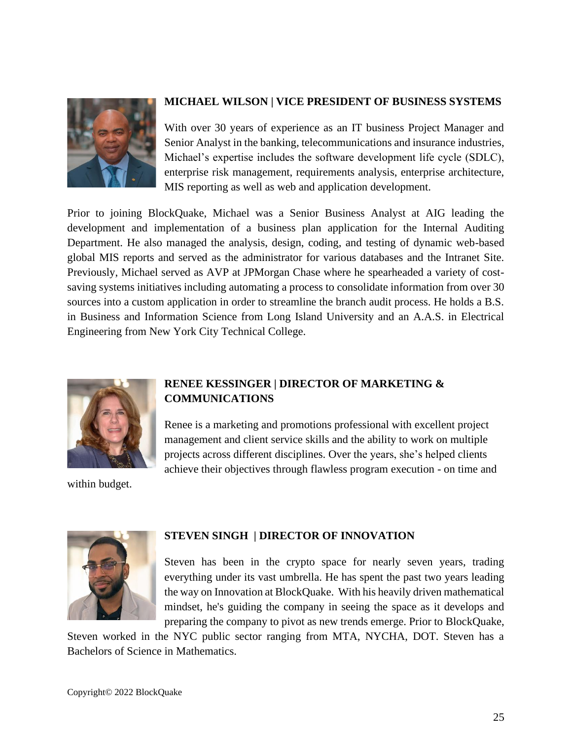**MICHAEL WILSON | VICE PRESIDENT OF BUSINESS SYSTEMS**

With over 30 years of experience as an IT business Project Manager and Senior Analyst in the banking, telecommunications and insurance industries, Michael's expertise includes the software development life cycle (SDLC), enterprise risk management, requirements analysis, enterprise architecture, MIS reporting as well as web and application development.

Prior to joining BlockQuake, Michael was a Senior Business Analyst at AIG leading the development and implementation of a business plan application for the Internal Auditing Department. He also managed the analysis, design, coding, and testing of dynamic web-based global MIS reports and served as the administrator for various databases and the Intranet Site. Previously, Michael served as AVP at JPMorgan Chase where he spearheaded a variety of cost-saving systems initiatives including automating a process to consolidate information from over 30 sources into a custom application in order to streamline the branch audit process. He holds a B.S. in Business and Information Science from Long Island University and an A.A.S. in Electrical Engineering from New York City Technical College.

**RENEE KESSINGER | DIRECTOR OF MARKETING & COMMUNICATIONS**

Renee is a marketing and promotions professional with excellent project management and client service skills and the ability to work on multiple projects across different disciplines. Over the years, she's helped clients achieve their objectives through flawless program execution - on time and within budget.

**STEVEN SINGH | DIRECTOR OF INNOVATION**

Steven has been in the crypto space for nearly seven years, trading everything under its vast umbrella. He has spent the past two years leading the way on Innovation at BlockQuake. With his heavily driven mathematical mindset, he's guiding the company in seeing the space as it develops and preparing the company to pivot as new trends emerge. Prior to BlockQuake, Steven worked in the NYC public sector ranging from MTA, NYCHA, DOT. Steven has a Bachelors of Science in Mathematics.

Copyright© 2022 BlockQuake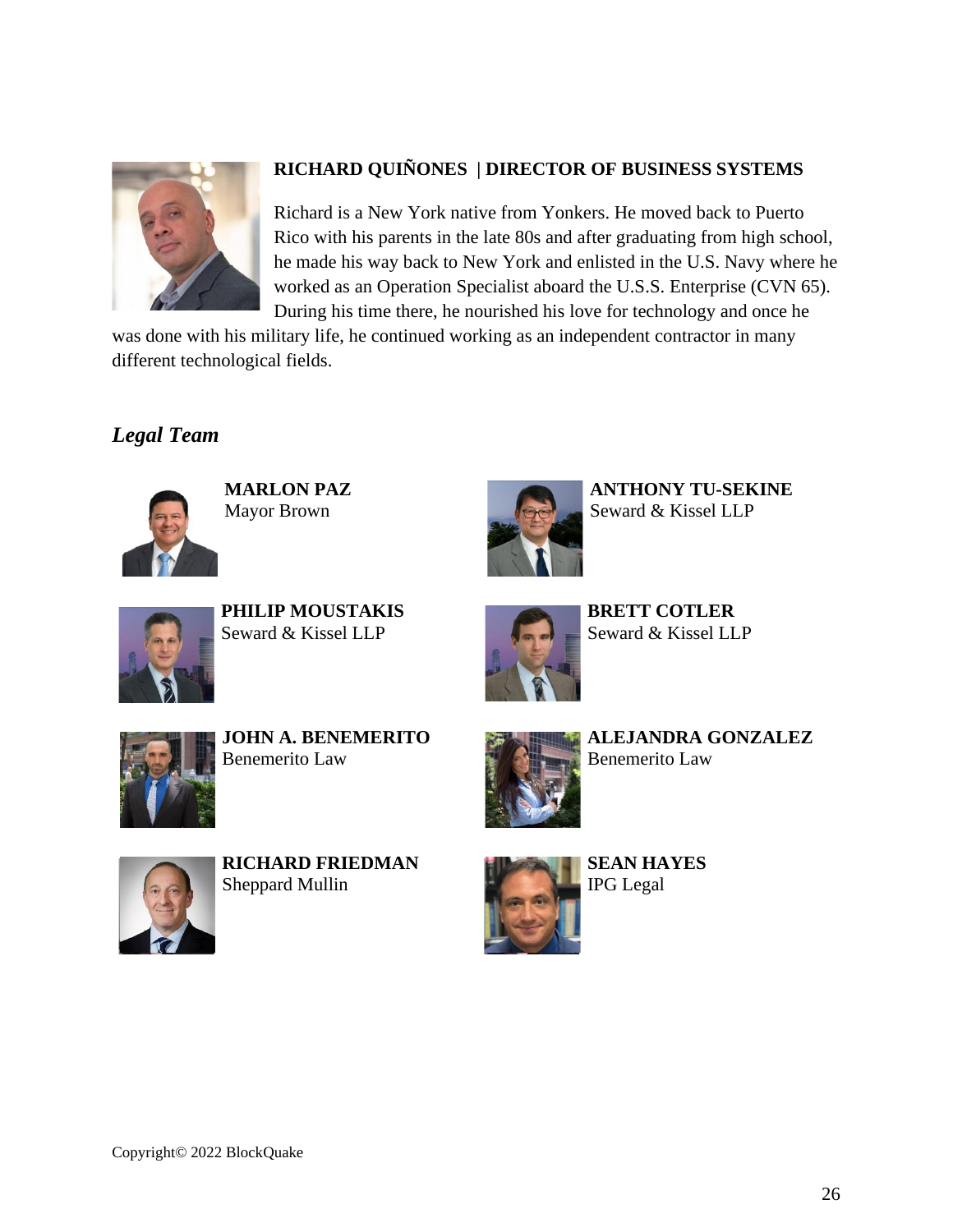**RICHARD QUIÑONES | DIRECTOR OF BUSINESS SYSTEMS**

Richard is a New York native from Yonkers. He moved back to Puerto Rico with his parents in the late 80s and after graduating from high school, he made his way back to New York and enlisted in the U.S. Navy where he worked as an Operation Specialist aboard the U.S.S. Enterprise (CVN 65). During his time there, he nourished his love for technology and once he was done with his military life, he continued working as an independent contractor in many different technological fields.

### *Legal Team*

**MARLON PAZ**
Mayor Brown

**ANTHONY TU-SEKINE**
Seward & Kissel LLP

**PHILIP MOUSTAKIS**
Seward & Kissel LLP

**BRETT COTLER**
Seward & Kissel LLP

**JOHN A. BENEMERITO**
Benemerito Law

**ALEJANDRA GONZALEZ**
Benemerito Law

**RICHARD FRIEDMAN**
Sheppard Mullin

**SEAN HAYES**
IPG Legal

Copyright© 2022 BlockQuake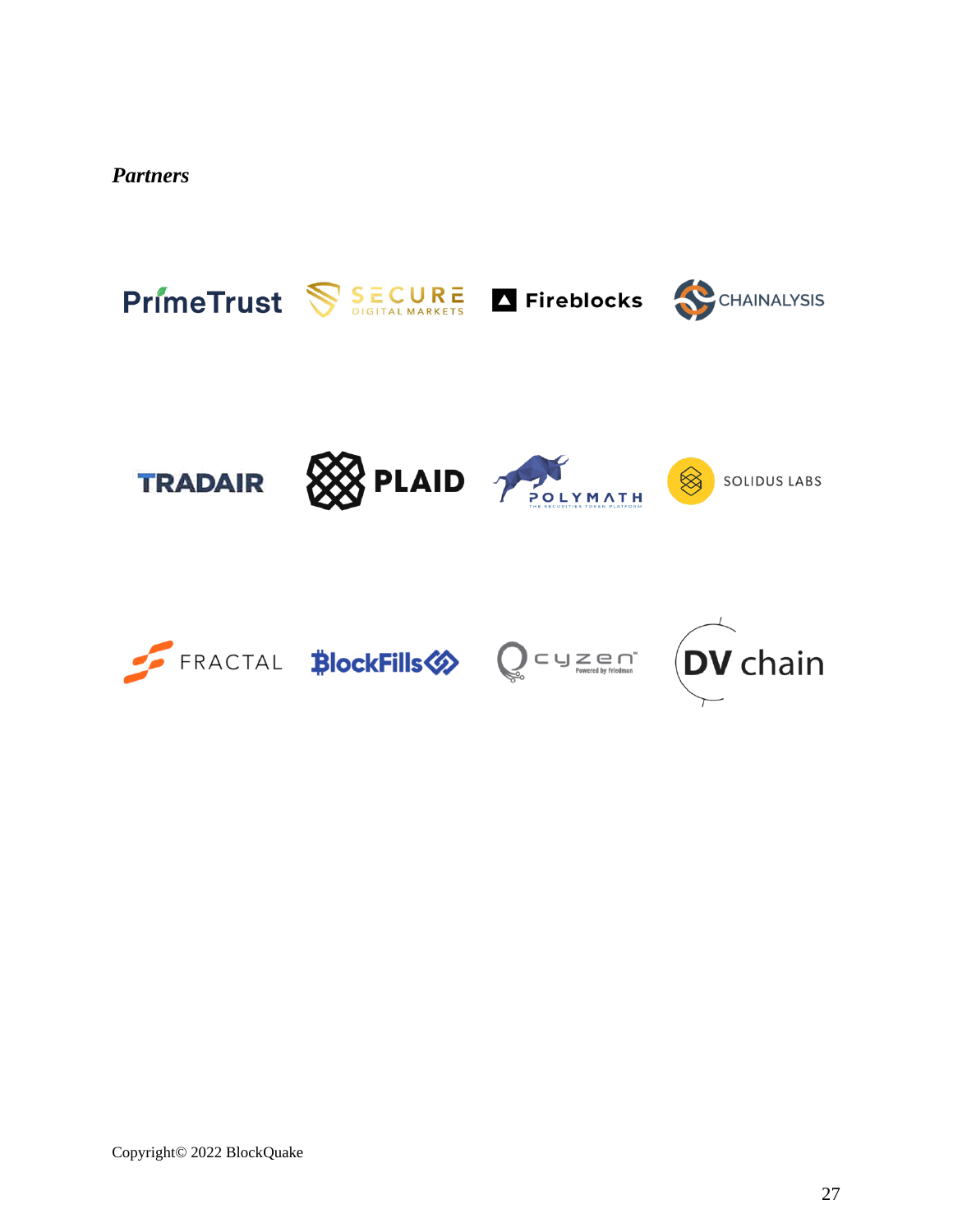*Partners*

PrimeTrust

SECURE DIGITAL MARKETS

Fireblocks

CHAINALYSIS

TRADAIR

PLAID

POLYMATH THE SECURITIES TOKEN PLATFORM

SOLIDUS LABS

FRACTAL

BlockFills

cyzen Powered by Friedman

DV chain

Copyright© 2022 BlockQuake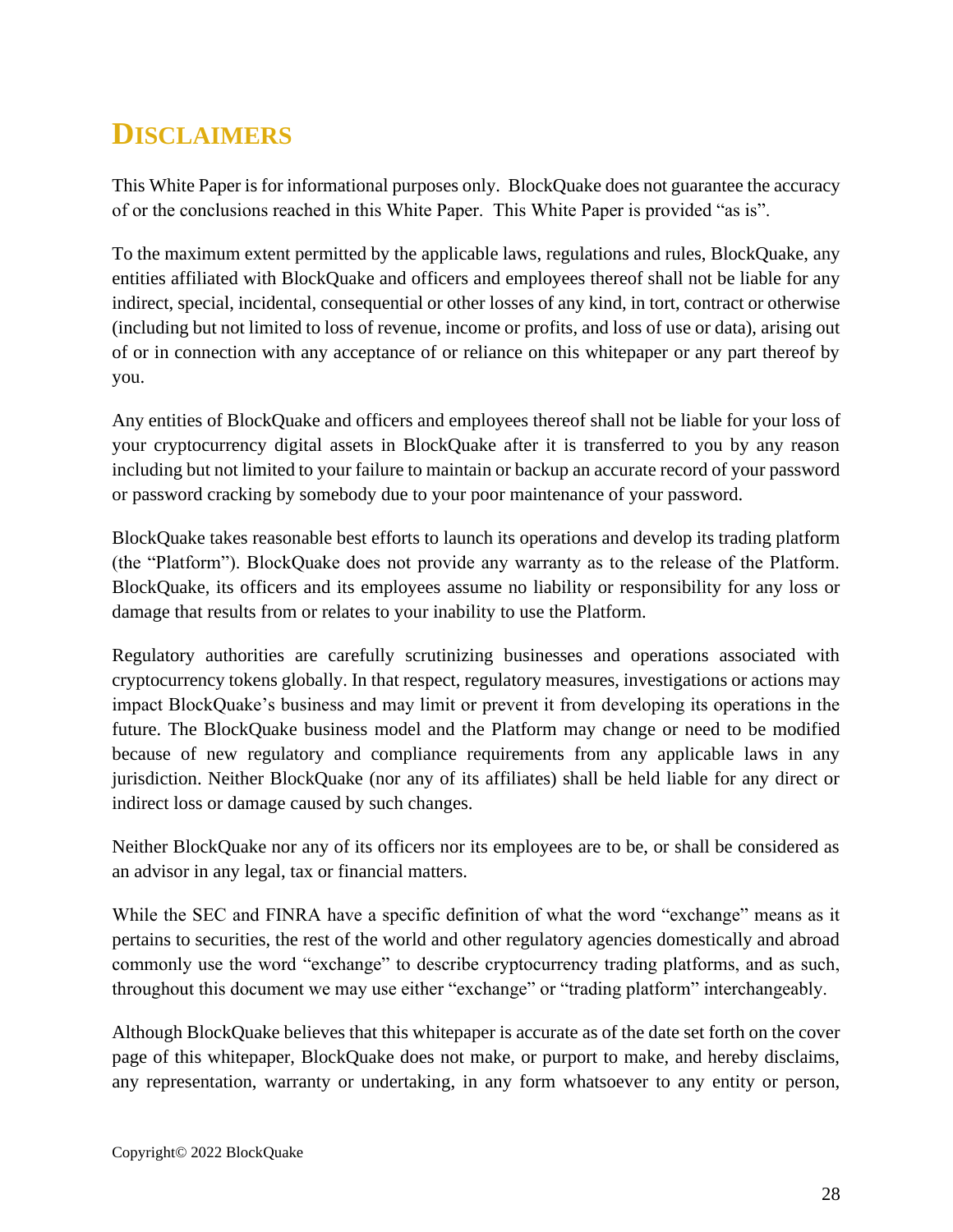# DISCLAIMERS

This White Paper is for informational purposes only. BlockQuake does not guarantee the accuracy of or the conclusions reached in this White Paper. This White Paper is provided "as is".

To the maximum extent permitted by the applicable laws, regulations and rules, BlockQuake, any entities affiliated with BlockQuake and officers and employees thereof shall not be liable for any indirect, special, incidental, consequential or other losses of any kind, in tort, contract or otherwise (including but not limited to loss of revenue, income or profits, and loss of use or data), arising out of or in connection with any acceptance of or reliance on this whitepaper or any part thereof by you.

Any entities of BlockQuake and officers and employees thereof shall not be liable for your loss of your cryptocurrency digital assets in BlockQuake after it is transferred to you by any reason including but not limited to your failure to maintain or backup an accurate record of your password or password cracking by somebody due to your poor maintenance of your password.

BlockQuake takes reasonable best efforts to launch its operations and develop its trading platform (the "Platform"). BlockQuake does not provide any warranty as to the release of the Platform. BlockQuake, its officers and its employees assume no liability or responsibility for any loss or damage that results from or relates to your inability to use the Platform.

Regulatory authorities are carefully scrutinizing businesses and operations associated with cryptocurrency tokens globally. In that respect, regulatory measures, investigations or actions may impact BlockQuake's business and may limit or prevent it from developing its operations in the future. The BlockQuake business model and the Platform may change or need to be modified because of new regulatory and compliance requirements from any applicable laws in any jurisdiction. Neither BlockQuake (nor any of its affiliates) shall be held liable for any direct or indirect loss or damage caused by such changes.

Neither BlockQuake nor any of its officers nor its employees are to be, or shall be considered as an advisor in any legal, tax or financial matters.

While the SEC and FINRA have a specific definition of what the word "exchange" means as it pertains to securities, the rest of the world and other regulatory agencies domestically and abroad commonly use the word "exchange" to describe cryptocurrency trading platforms, and as such, throughout this document we may use either "exchange" or "trading platform" interchangeably.

Although BlockQuake believes that this whitepaper is accurate as of the date set forth on the cover page of this whitepaper, BlockQuake does not make, or purport to make, and hereby disclaims, any representation, warranty or undertaking, in any form whatsoever to any entity or person,

Copyright© 2022 BlockQuake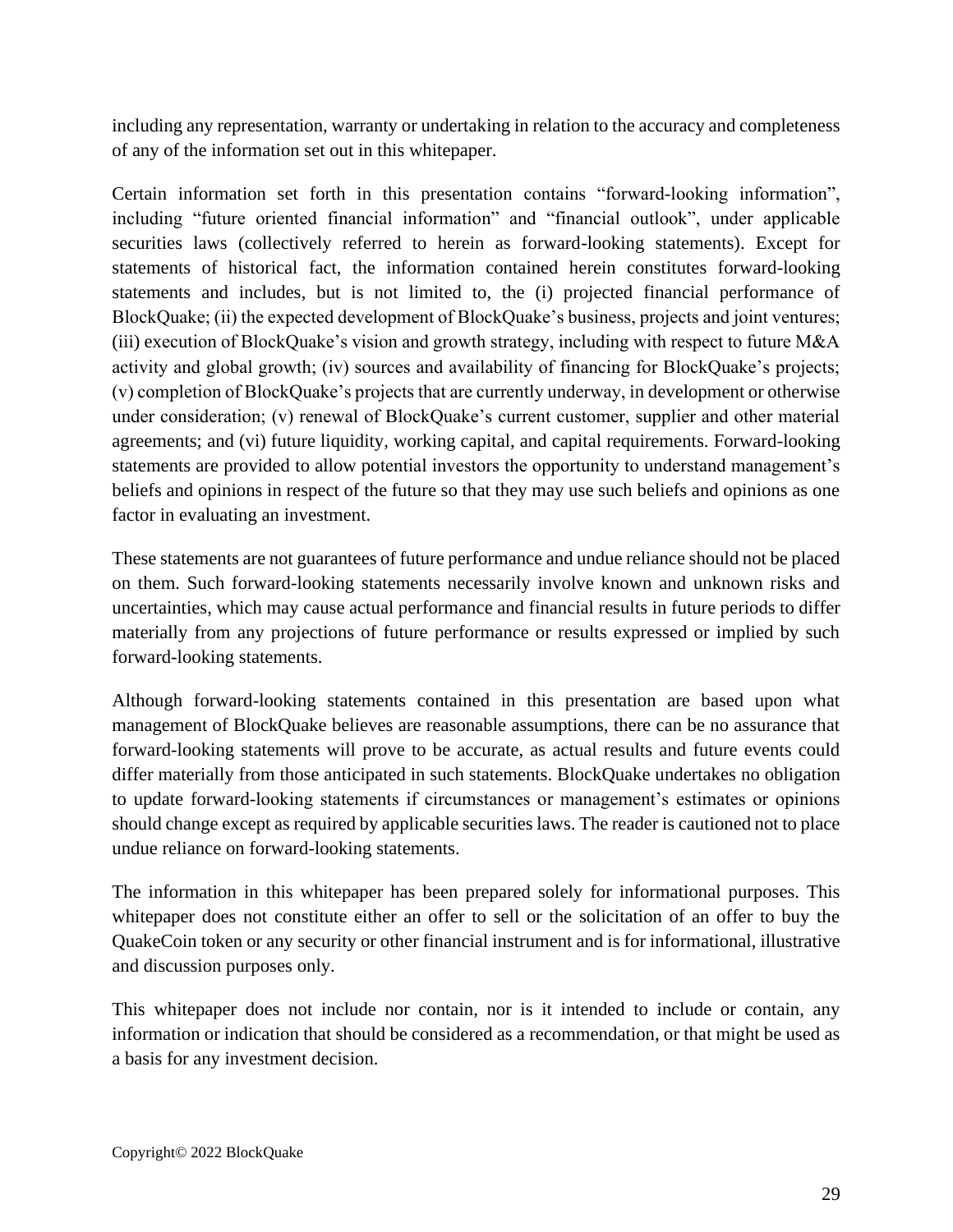including any representation, warranty or undertaking in relation to the accuracy and completeness of any of the information set out in this whitepaper.

Certain information set forth in this presentation contains "forward-looking information", including "future oriented financial information" and "financial outlook", under applicable securities laws (collectively referred to herein as forward-looking statements). Except for statements of historical fact, the information contained herein constitutes forward-looking statements and includes, but is not limited to, the (i) projected financial performance of BlockQuake; (ii) the expected development of BlockQuake's business, projects and joint ventures; (iii) execution of BlockQuake's vision and growth strategy, including with respect to future M&A activity and global growth; (iv) sources and availability of financing for BlockQuake's projects; (v) completion of BlockQuake's projects that are currently underway, in development or otherwise under consideration; (v) renewal of BlockQuake's current customer, supplier and other material agreements; and (vi) future liquidity, working capital, and capital requirements. Forward-looking statements are provided to allow potential investors the opportunity to understand management's beliefs and opinions in respect of the future so that they may use such beliefs and opinions as one factor in evaluating an investment.

These statements are not guarantees of future performance and undue reliance should not be placed on them. Such forward-looking statements necessarily involve known and unknown risks and uncertainties, which may cause actual performance and financial results in future periods to differ materially from any projections of future performance or results expressed or implied by such forward-looking statements.

Although forward-looking statements contained in this presentation are based upon what management of BlockQuake believes are reasonable assumptions, there can be no assurance that forward-looking statements will prove to be accurate, as actual results and future events could differ materially from those anticipated in such statements. BlockQuake undertakes no obligation to update forward-looking statements if circumstances or management's estimates or opinions should change except as required by applicable securities laws. The reader is cautioned not to place undue reliance on forward-looking statements.

The information in this whitepaper has been prepared solely for informational purposes. This whitepaper does not constitute either an offer to sell or the solicitation of an offer to buy the QuakeCoin token or any security or other financial instrument and is for informational, illustrative and discussion purposes only.

This whitepaper does not include nor contain, nor is it intended to include or contain, any information or indication that should be considered as a recommendation, or that might be used as a basis for any investment decision.

Copyright© 2022 BlockQuake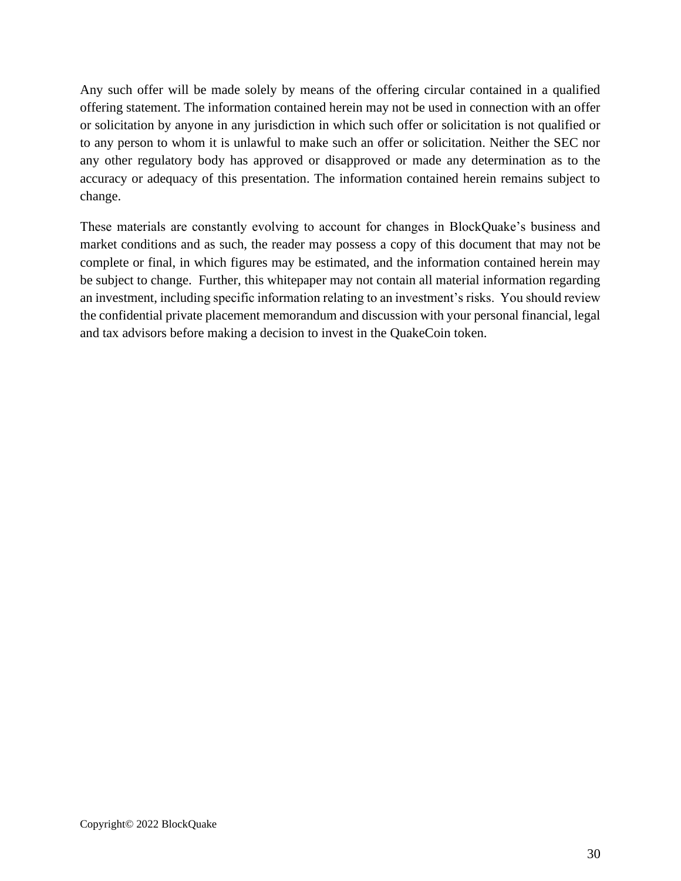Any such offer will be made solely by means of the offering circular contained in a qualified offering statement. The information contained herein may not be used in connection with an offer or solicitation by anyone in any jurisdiction in which such offer or solicitation is not qualified or to any person to whom it is unlawful to make such an offer or solicitation. Neither the SEC nor any other regulatory body has approved or disapproved or made any determination as to the accuracy or adequacy of this presentation. The information contained herein remains subject to change.

These materials are constantly evolving to account for changes in BlockQuake's business and market conditions and as such, the reader may possess a copy of this document that may not be complete or final, in which figures may be estimated, and the information contained herein may be subject to change. Further, this whitepaper may not contain all material information regarding an investment, including specific information relating to an investment's risks. You should review the confidential private placement memorandum and discussion with your personal financial, legal and tax advisors before making a decision to invest in the QuakeCoin token.